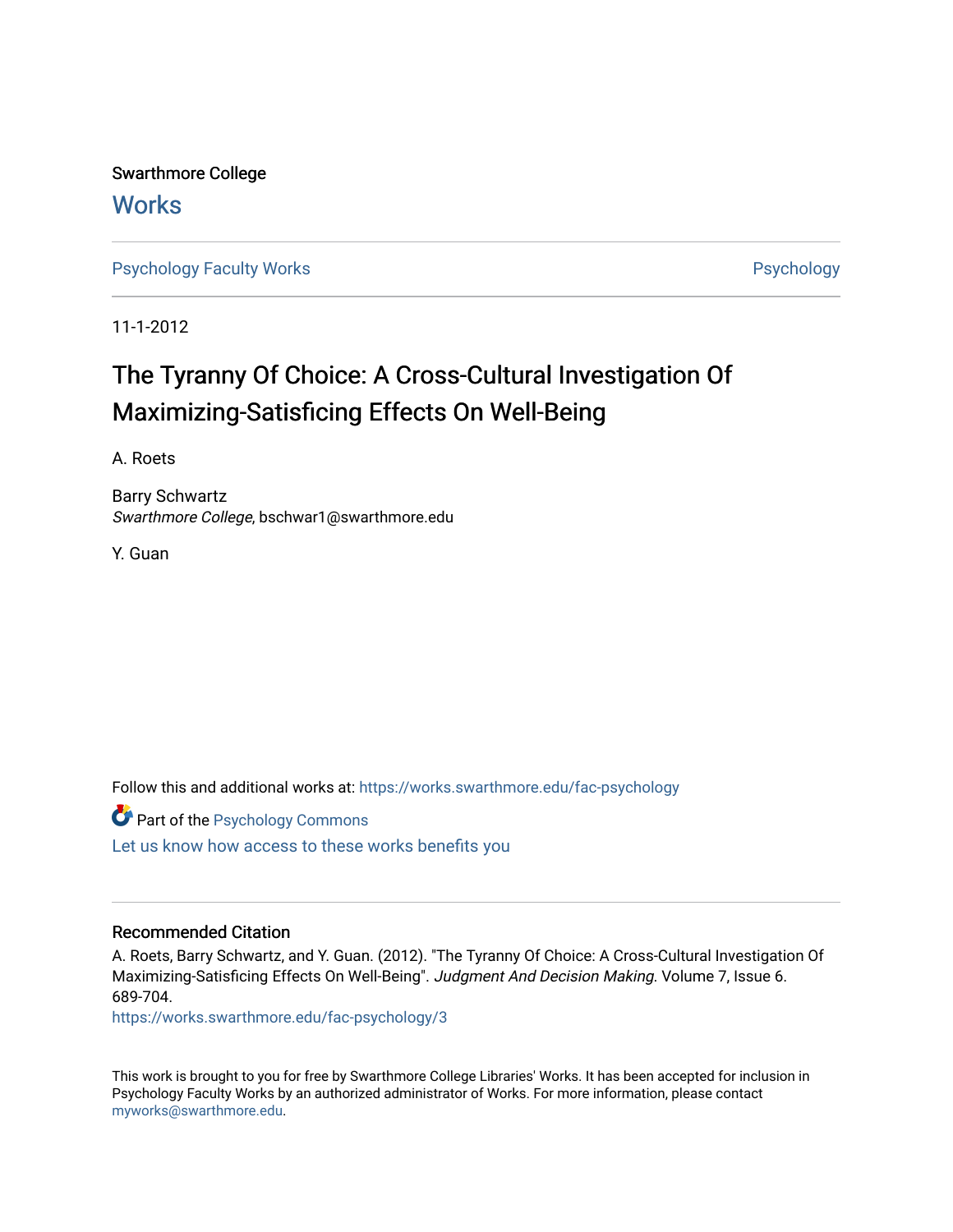Swarthmore College

# Works

Psychology Faculty Works | Psychology

11-1-2012

# The Tyranny Of Choice: A Cross-Cultural Investigation Of Maximizing-Satisficing Effects On Well-Being

A. Roets

Barry Schwartz
*Swarthmore College*, bschwar1@swarthmore.edu

Y. Guan

Follow this and additional works at: https://works.swarthmore.edu/fac-psychology

Part of the Psychology Commons

Let us know how access to these works benefits you

## Recommended Citation

A. Roets, Barry Schwartz, and Y. Guan. (2012). "The Tyranny Of Choice: A Cross-Cultural Investigation Of Maximizing-Satisficing Effects On Well-Being". *Judgment And Decision Making.* Volume 7, Issue 6. 689-704.
https://works.swarthmore.edu/fac-psychology/3

This work is brought to you for free by Swarthmore College Libraries' Works. It has been accepted for inclusion in Psychology Faculty Works by an authorized administrator of Works. For more information, please contact myworks@swarthmore.edu.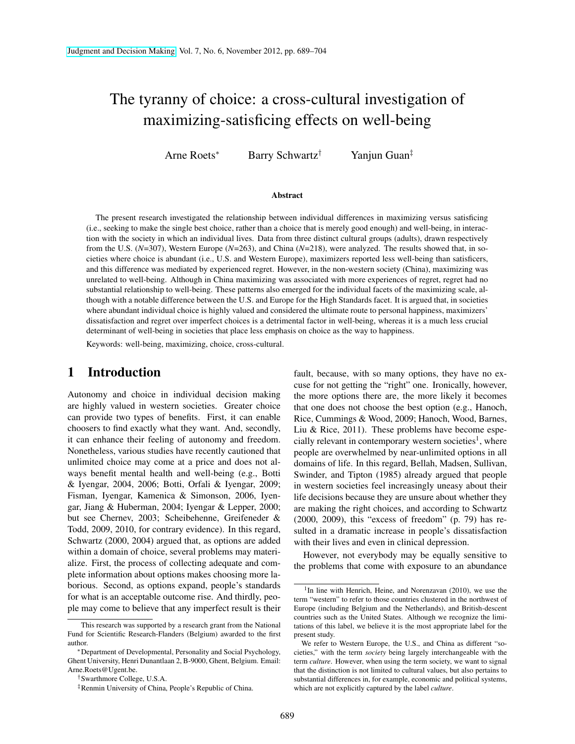# The tyranny of choice: a cross-cultural investigation of maximizing-satisficing effects on well-being

Arne Roets[*] Barry Schwartz[†] Yanjun Guan[‡]

### Abstract

The present research investigated the relationship between individual differences in maximizing versus satisficing (i.e., seeking to make the single best choice, rather than a choice that is merely good enough) and well-being, in interaction with the society in which an individual lives. Data from three distinct cultural groups (adults), drawn respectively from the U.S. (*N*=307), Western Europe (*N*=263), and China (*N*=218), were analyzed. The results showed that, in societies where choice is abundant (i.e., U.S. and Western Europe), maximizers reported less well-being than satisficers, and this difference was mediated by experienced regret. However, in the non-western society (China), maximizing was unrelated to well-being. Although in China maximizing was associated with more experiences of regret, regret had no substantial relationship to well-being. These patterns also emerged for the individual facets of the maximizing scale, although with a notable difference between the U.S. and Europe for the High Standards facet. It is argued that, in societies where abundant individual choice is highly valued and considered the ultimate route to personal happiness, maximizers' dissatisfaction and regret over imperfect choices is a detrimental factor in well-being, whereas it is a much less crucial determinant of well-being in societies that place less emphasis on choice as the way to happiness.

Keywords: well-being, maximizing, choice, cross-cultural.

## 1 Introduction

Autonomy and choice in individual decision making are highly valued in western societies. Greater choice can provide two types of benefits. First, it can enable choosers to find exactly what they want. And, secondly, it can enhance their feeling of autonomy and freedom. Nonetheless, various studies have recently cautioned that unlimited choice may come at a price and does not always benefit mental health and well-being (e.g., Botti & Iyengar, 2004, 2006; Botti, Orfali & Iyengar, 2009; Fisman, Iyengar, Kamenica & Simonson, 2006, Iyengar, Jiang & Huberman, 2004; Iyengar & Lepper, 2000; but see Chernev, 2003; Scheibehenne, Greifeneder & Todd, 2009, 2010, for contrary evidence). In this regard, Schwartz (2000, 2004) argued that, as options are added within a domain of choice, several problems may materialize. First, the process of collecting adequate and complete information about options makes choosing more laborious. Second, as options expand, people's standards for what is an acceptable outcome rise. And thirdly, people may come to believe that any imperfect result is their fault, because, with so many options, they have no excuse for not getting the "right" one. Ironically, however, the more options there are, the more likely it becomes that one does not choose the best option (e.g., Hanoch, Rice, Cummings & Wood, 2009; Hanoch, Wood, Barnes, Liu & Rice, 2011). These problems have become especially relevant in contemporary western societies[1], where people are overwhelmed by near-unlimited options in all domains of life. In this regard, Bellah, Madsen, Sullivan, Swinder, and Tipton (1985) already argued that people in western societies feel increasingly uneasy about their life decisions because they are unsure about whether they are making the right choices, and according to Schwartz (2000, 2009), this "excess of freedom" (p. 79) has resulted in a dramatic increase in people's dissatisfaction with their lives and even in clinical depression.

However, not everybody may be equally sensitive to the problems that come with exposure to an abundance

---

This research was supported by a research grant from the National Fund for Scientific Research-Flanders (Belgium) awarded to the first author.

[*]Department of Developmental, Personality and Social Psychology, Ghent University, Henri Dunantlaan 2, B-9000, Ghent, Belgium. Email: Arne.Roets@Ugent.be.

[†]Swarthmore College, U.S.A.

[‡]Renmin University of China, People's Republic of China.

[1]In line with Henrich, Heine, and Norenzavan (2010), we use the term "western" to refer to those countries clustered in the northwest of Europe (including Belgium and the Netherlands), and British-descent countries such as the United States. Although we recognize the limitations of this label, we believe it is the most appropriate label for the present study.

We refer to Western Europe, the U.S., and China as different "societies," with the term *society* being largely interchangeable with the term *culture*. However, when using the term society, we want to signal that the distinction is not limited to cultural values, but also pertains to substantial differences in, for example, economic and political systems, which are not explicitly captured by the label *culture*.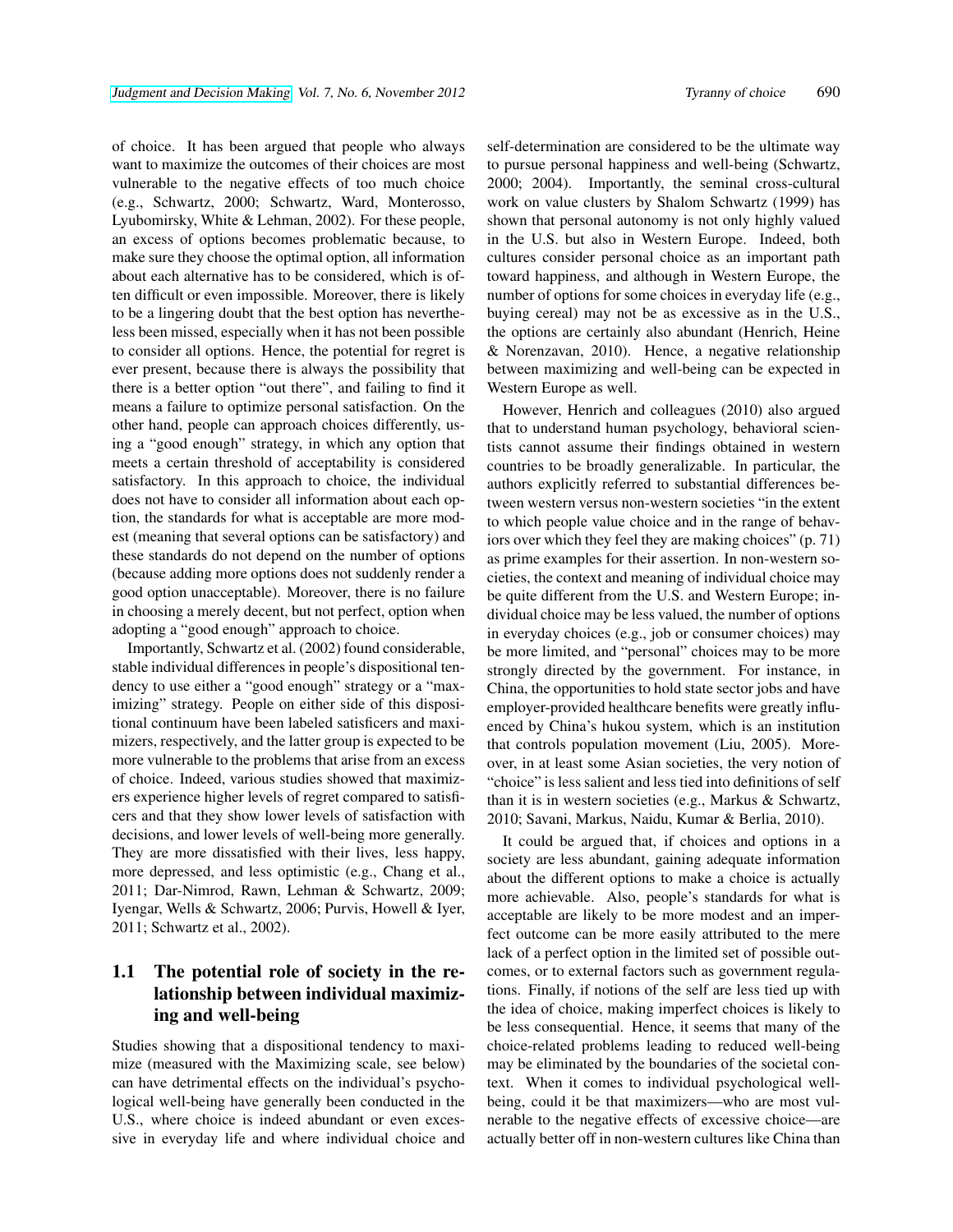of choice. It has been argued that people who always want to maximize the outcomes of their choices are most vulnerable to the negative effects of too much choice (e.g., Schwartz, 2000; Schwartz, Ward, Monterosso, Lyubomirsky, White & Lehman, 2002). For these people, an excess of options becomes problematic because, to make sure they choose the optimal option, all information about each alternative has to be considered, which is often difficult or even impossible. Moreover, there is likely to be a lingering doubt that the best option has nevertheless been missed, especially when it has not been possible to consider all options. Hence, the potential for regret is ever present, because there is always the possibility that there is a better option "out there", and failing to find it means a failure to optimize personal satisfaction. On the other hand, people can approach choices differently, using a "good enough" strategy, in which any option that meets a certain threshold of acceptability is considered satisfactory. In this approach to choice, the individual does not have to consider all information about each option, the standards for what is acceptable are more modest (meaning that several options can be satisfactory) and these standards do not depend on the number of options (because adding more options does not suddenly render a good option unacceptable). Moreover, there is no failure in choosing a merely decent, but not perfect, option when adopting a "good enough" approach to choice.

Importantly, Schwartz et al. (2002) found considerable, stable individual differences in people's dispositional tendency to use either a "good enough" strategy or a "maximizing" strategy. People on either side of this dispositional continuum have been labeled satisficers and maximizers, respectively, and the latter group is expected to be more vulnerable to the problems that arise from an excess of choice. Indeed, various studies showed that maximizers experience higher levels of regret compared to satisficers and that they show lower levels of satisfaction with decisions, and lower levels of well-being more generally. They are more dissatisfied with their lives, less happy, more depressed, and less optimistic (e.g., Chang et al., 2011; Dar-Nimrod, Rawn, Lehman & Schwartz, 2009; Iyengar, Wells & Schwartz, 2006; Purvis, Howell & Iyer, 2011; Schwartz et al., 2002).

### 1.1 The potential role of society in the relationship between individual maximizing and well-being

Studies showing that a dispositional tendency to maximize (measured with the Maximizing scale, see below) can have detrimental effects on the individual's psychological well-being have generally been conducted in the U.S., where choice is indeed abundant or even excessive in everyday life and where individual choice and self-determination are considered to be the ultimate way to pursue personal happiness and well-being (Schwartz, 2000; 2004). Importantly, the seminal cross-cultural work on value clusters by Shalom Schwartz (1999) has shown that personal autonomy is not only highly valued in the U.S. but also in Western Europe. Indeed, both cultures consider personal choice as an important path toward happiness, and although in Western Europe, the number of options for some choices in everyday life (e.g., buying cereal) may not be as excessive as in the U.S., the options are certainly also abundant (Henrich, Heine & Norenzavan, 2010). Hence, a negative relationship between maximizing and well-being can be expected in Western Europe as well.

However, Henrich and colleagues (2010) also argued that to understand human psychology, behavioral scientists cannot assume their findings obtained in western countries to be broadly generalizable. In particular, the authors explicitly referred to substantial differences between western versus non-western societies "in the extent to which people value choice and in the range of behaviors over which they feel they are making choices" (p. 71) as prime examples for their assertion. In non-western societies, the context and meaning of individual choice may be quite different from the U.S. and Western Europe; individual choice may be less valued, the number of options in everyday choices (e.g., job or consumer choices) may be more limited, and "personal" choices may to be more strongly directed by the government. For instance, in China, the opportunities to hold state sector jobs and have employer-provided healthcare benefits were greatly influenced by China's hukou system, which is an institution that controls population movement (Liu, 2005). Moreover, in at least some Asian societies, the very notion of "choice" is less salient and less tied into definitions of self than it is in western societies (e.g., Markus & Schwartz, 2010; Savani, Markus, Naidu, Kumar & Berlia, 2010).

It could be argued that, if choices and options in a society are less abundant, gaining adequate information about the different options to make a choice is actually more achievable. Also, people's standards for what is acceptable are likely to be more modest and an imperfect outcome can be more easily attributed to the mere lack of a perfect option in the limited set of possible outcomes, or to external factors such as government regulations. Finally, if notions of the self are less tied up with the idea of choice, making imperfect choices is likely to be less consequential. Hence, it seems that many of the choice-related problems leading to reduced well-being may be eliminated by the boundaries of the societal context. When it comes to individual psychological well-being, could it be that maximizers—who are most vulnerable to the negative effects of excessive choice—are actually better off in non-western cultures like China than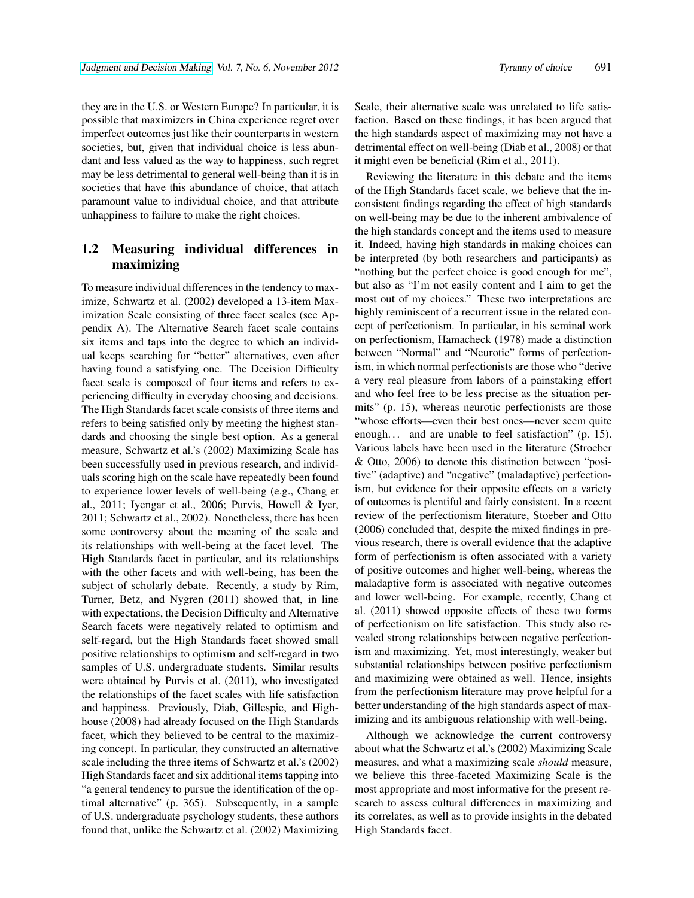they are in the U.S. or Western Europe? In particular, it is possible that maximizers in China experience regret over imperfect outcomes just like their counterparts in western societies, but, given that individual choice is less abundant and less valued as the way to happiness, such regret may be less detrimental to general well-being than it is in societies that have this abundance of choice, that attach paramount value to individual choice, and that attribute unhappiness to failure to make the right choices.

## 1.2 Measuring individual differences in maximizing

To measure individual differences in the tendency to maximize, Schwartz et al. (2002) developed a 13-item Maximization Scale consisting of three facet scales (see Appendix A). The Alternative Search facet scale contains six items and taps into the degree to which an individual keeps searching for "better" alternatives, even after having found a satisfying one. The Decision Difficulty facet scale is composed of four items and refers to experiencing difficulty in everyday choosing and decisions. The High Standards facet scale consists of three items and refers to being satisfied only by meeting the highest standards and choosing the single best option. As a general measure, Schwartz et al.'s (2002) Maximizing Scale has been successfully used in previous research, and individuals scoring high on the scale have repeatedly been found to experience lower levels of well-being (e.g., Chang et al., 2011; Iyengar et al., 2006; Purvis, Howell & Iyer, 2011; Schwartz et al., 2002). Nonetheless, there has been some controversy about the meaning of the scale and its relationships with well-being at the facet level. The High Standards facet in particular, and its relationships with the other facets and with well-being, has been the subject of scholarly debate. Recently, a study by Rim, Turner, Betz, and Nygren (2011) showed that, in line with expectations, the Decision Difficulty and Alternative Search facets were negatively related to optimism and self-regard, but the High Standards facet showed small positive relationships to optimism and self-regard in two samples of U.S. undergraduate students. Similar results were obtained by Purvis et al. (2011), who investigated the relationships of the facet scales with life satisfaction and happiness. Previously, Diab, Gillespie, and Highhouse (2008) had already focused on the High Standards facet, which they believed to be central to the maximizing concept. In particular, they constructed an alternative scale including the three items of Schwartz et al.'s (2002) High Standards facet and six additional items tapping into "a general tendency to pursue the identification of the optimal alternative" (p. 365). Subsequently, in a sample of U.S. undergraduate psychology students, these authors found that, unlike the Schwartz et al. (2002) Maximizing Scale, their alternative scale was unrelated to life satisfaction. Based on these findings, it has been argued that the high standards aspect of maximizing may not have a detrimental effect on well-being (Diab et al., 2008) or that it might even be beneficial (Rim et al., 2011).

Reviewing the literature in this debate and the items of the High Standards facet scale, we believe that the inconsistent findings regarding the effect of high standards on well-being may be due to the inherent ambivalence of the high standards concept and the items used to measure it. Indeed, having high standards in making choices can be interpreted (by both researchers and participants) as "nothing but the perfect choice is good enough for me", but also as "I'm not easily content and I aim to get the most out of my choices." These two interpretations are highly reminiscent of a recurrent issue in the related concept of perfectionism. In particular, in his seminal work on perfectionism, Hamacheck (1978) made a distinction between "Normal" and "Neurotic" forms of perfectionism, in which normal perfectionists are those who "derive a very real pleasure from labors of a painstaking effort and who feel free to be less precise as the situation permits" (p. 15), whereas neurotic perfectionists are those "whose efforts—even their best ones—never seem quite enough… and are unable to feel satisfaction" (p. 15). Various labels have been used in the literature (Stroeber & Otto, 2006) to denote this distinction between "positive" (adaptive) and "negative" (maladaptive) perfectionism, but evidence for their opposite effects on a variety of outcomes is plentiful and fairly consistent. In a recent review of the perfectionism literature, Stoeber and Otto (2006) concluded that, despite the mixed findings in previous research, there is overall evidence that the adaptive form of perfectionism is often associated with a variety of positive outcomes and higher well-being, whereas the maladaptive form is associated with negative outcomes and lower well-being. For example, recently, Chang et al. (2011) showed opposite effects of these two forms of perfectionism on life satisfaction. This study also revealed strong relationships between negative perfectionism and maximizing. Yet, most interestingly, weaker but substantial relationships between positive perfectionism and maximizing were obtained as well. Hence, insights from the perfectionism literature may prove helpful for a better understanding of the high standards aspect of maximizing and its ambiguous relationship with well-being.

Although we acknowledge the current controversy about what the Schwartz et al.'s (2002) Maximizing Scale measures, and what a maximizing scale *should* measure, we believe this three-faceted Maximizing Scale is the most appropriate and most informative for the present research to assess cultural differences in maximizing and its correlates, as well as to provide insights in the debated High Standards facet.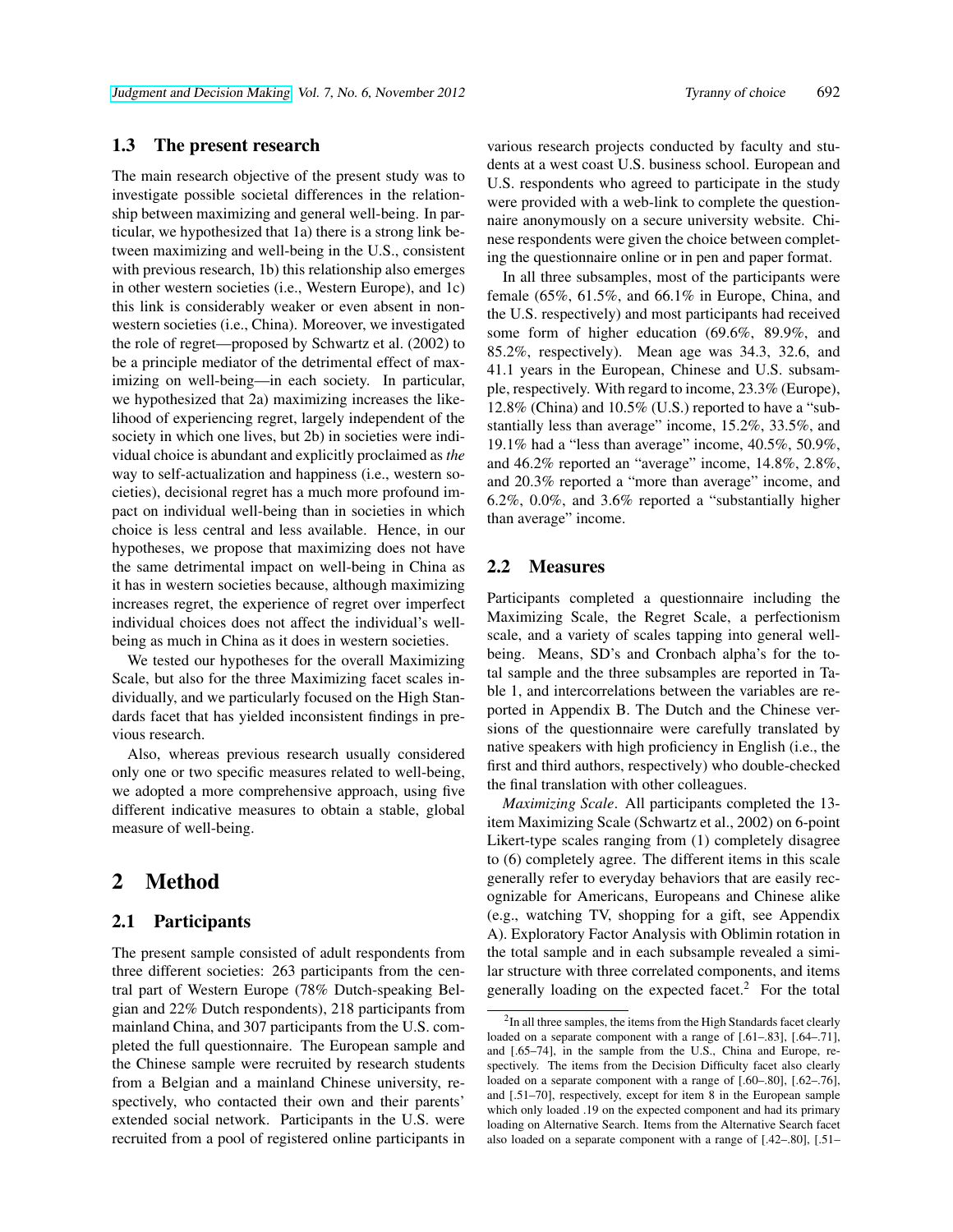### 1.3 The present research

The main research objective of the present study was to investigate possible societal differences in the relationship between maximizing and general well-being. In particular, we hypothesized that 1a) there is a strong link between maximizing and well-being in the U.S., consistent with previous research, 1b) this relationship also emerges in other western societies (i.e., Western Europe), and 1c) this link is considerably weaker or even absent in non-western societies (i.e., China). Moreover, we investigated the role of regret—proposed by Schwartz et al. (2002) to be a principle mediator of the detrimental effect of maximizing on well-being—in each society. In particular, we hypothesized that 2a) maximizing increases the likelihood of experiencing regret, largely independent of the society in which one lives, but 2b) in societies were individual choice is abundant and explicitly proclaimed as *the* way to self-actualization and happiness (i.e., western societies), decisional regret has a much more profound impact on individual well-being than in societies in which choice is less central and less available. Hence, in our hypotheses, we propose that maximizing does not have the same detrimental impact on well-being in China as it has in western societies because, although maximizing increases regret, the experience of regret over imperfect individual choices does not affect the individual's well-being as much in China as it does in western societies.

We tested our hypotheses for the overall Maximizing Scale, but also for the three Maximizing facet scales individually, and we particularly focused on the High Standards facet that has yielded inconsistent findings in previous research.

Also, whereas previous research usually considered only one or two specific measures related to well-being, we adopted a more comprehensive approach, using five different indicative measures to obtain a stable, global measure of well-being.

## 2 Method

### 2.1 Participants

The present sample consisted of adult respondents from three different societies: 263 participants from the central part of Western Europe (78% Dutch-speaking Belgian and 22% Dutch respondents), 218 participants from mainland China, and 307 participants from the U.S. completed the full questionnaire. The European sample and the Chinese sample were recruited by research students from a Belgian and a mainland Chinese university, respectively, who contacted their own and their parents' extended social network. Participants in the U.S. were recruited from a pool of registered online participants in various research projects conducted by faculty and students at a west coast U.S. business school. European and U.S. respondents who agreed to participate in the study were provided with a web-link to complete the questionnaire anonymously on a secure university website. Chinese respondents were given the choice between completing the questionnaire online or in pen and paper format.

In all three subsamples, most of the participants were female (65%, 61.5%, and 66.1% in Europe, China, and the U.S. respectively) and most participants had received some form of higher education (69.6%, 89.9%, and 85.2%, respectively). Mean age was 34.3, 32.6, and 41.1 years in the European, Chinese and U.S. subsample, respectively. With regard to income, 23.3% (Europe), 12.8% (China) and 10.5% (U.S.) reported to have a "substantially less than average" income, 15.2%, 33.5%, and 19.1% had a "less than average" income, 40.5%, 50.9%, and 46.2% reported an "average" income, 14.8%, 2.8%, and 20.3% reported a "more than average" income, and 6.2%, 0.0%, and 3.6% reported a "substantially higher than average" income.

### 2.2 Measures

Participants completed a questionnaire including the Maximizing Scale, the Regret Scale, a perfectionism scale, and a variety of scales tapping into general well-being. Means, SD's and Cronbach alpha's for the total sample and the three subsamples are reported in Table 1, and intercorrelations between the variables are reported in Appendix B. The Dutch and the Chinese versions of the questionnaire were carefully translated by native speakers with high proficiency in English (i.e., the first and third authors, respectively) who double-checked the final translation with other colleagues.

*Maximizing Scale*. All participants completed the 13-item Maximizing Scale (Schwartz et al., 2002) on 6-point Likert-type scales ranging from (1) completely disagree to (6) completely agree. The different items in this scale generally refer to everyday behaviors that are easily recognizable for Americans, Europeans and Chinese alike (e.g., watching TV, shopping for a gift, see Appendix A). Exploratory Factor Analysis with Oblimin rotation in the total sample and in each subsample revealed a similar structure with three correlated components, and items generally loading on the expected facet.[2] For the total

[2]In all three samples, the items from the High Standards facet clearly loaded on a separate component with a range of [.61–.83], [.64–.71], and [.65–74], in the sample from the U.S., China and Europe, respectively. The items from the Decision Difficulty facet also clearly loaded on a separate component with a range of [.60–.80], [.62–.76], and [.51–70], respectively, except for item 8 in the European sample which only loaded .19 on the expected component and had its primary loading on Alternative Search. Items from the Alternative Search facet also loaded on a separate component with a range of [.42–.80], [.51–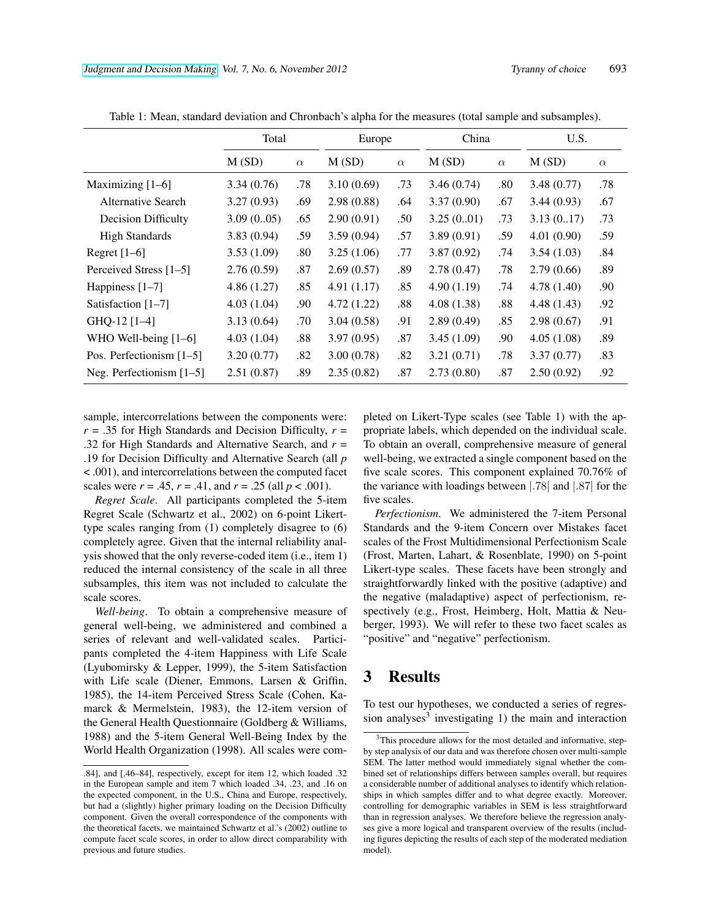Table 1: Mean, standard deviation and Chronbach's alpha for the measures (total sample and subsamples).

| | Total | | Europe | | China | | U.S. | |
|---|---|---|---|---|---|---|---|---|
| | M (SD) | $\alpha$ | M (SD) | $\alpha$ | M (SD) | $\alpha$ | M (SD) | $\alpha$ |
| Maximizing [1–6] | 3.34 (0.76) | .78 | 3.10 (0.69) | .73 | 3.46 (0.74) | .80 | 3.48 (0.77) | .78 |
| Alternative Search | 3.27 (0.93) | .69 | 2.98 (0.88) | .64 | 3.37 (0.90) | .67 | 3.44 (0.93) | .67 |
| Decision Difficulty | 3.09 (0..05) | .65 | 2.90 (0.91) | .50 | 3.25 (0..01) | .73 | 3.13 (0..17) | .73 |
| High Standards | 3.83 (0.94) | .59 | 3.59 (0.94) | .57 | 3.89 (0.91) | .59 | 4.01 (0.90) | .59 |
| Regret [1–6] | 3.53 (1.09) | .80 | 3.25 (1.06) | .77 | 3.87 (0.92) | .74 | 3.54 (1.03) | .84 |
| Perceived Stress [1–5] | 2.76 (0.59) | .87 | 2.69 (0.57) | .89 | 2.78 (0.47) | .78 | 2.79 (0.66) | .89 |
| Happiness [1–7] | 4.86 (1.27) | .85 | 4.91 (1.17) | .85 | 4.90 (1.19) | .74 | 4.78 (1.40) | .90 |
| Satisfaction [1–7] | 4.03 (1.04) | .90 | 4.72 (1.22) | .88 | 4.08 (1.38) | .88 | 4.48 (1.43) | .92 |
| GHQ-12 [1–4] | 3.13 (0.64) | .70 | 3.04 (0.58) | .91 | 2.89 (0.49) | .85 | 2.98 (0.67) | .91 |
| WHO Well-being [1–6] | 4.03 (1.04) | .88 | 3.97 (0.95) | .87 | 3.45 (1.09) | .90 | 4.05 (1.08) | .89 |
| Pos. Perfectionism [1–5] | 3.20 (0.77) | .82 | 3.00 (0.78) | .82 | 3.21 (0.71) | .78 | 3.37 (0.77) | .83 |
| Neg. Perfectionism [1–5] | 2.51 (0.87) | .89 | 2.35 (0.82) | .87 | 2.73 (0.80) | .87 | 2.50 (0.92) | .92 |

sample, intercorrelations between the components were: $r$ = .35 for High Standards and Decision Difficulty, $r$ = .32 for High Standards and Alternative Search, and $r$ = .19 for Decision Difficulty and Alternative Search (all $p$ < .001), and intercorrelations between the computed facet scales were $r$ = .45, $r$ = .41, and $r$ = .25 (all $p$ < .001).

*Regret Scale*. All participants completed the 5-item Regret Scale (Schwartz et al., 2002) on 6-point Likert-type scales ranging from (1) completely disagree to (6) completely agree. Given that the internal reliability analysis showed that the only reverse-coded item (i.e., item 1) reduced the internal consistency of the scale in all three subsamples, this item was not included to calculate the scale scores.

*Well-being*. To obtain a comprehensive measure of general well-being, we administered and combined a series of relevant and well-validated scales. Participants completed the 4-item Happiness with Life Scale (Lyubomirsky & Lepper, 1999), the 5-item Satisfaction with Life scale (Diener, Emmons, Larsen & Griffin, 1985), the 14-item Perceived Stress Scale (Cohen, Kamarck & Mermelstein, 1983), the 12-item version of the General Health Questionnaire (Goldberg & Williams, 1988) and the 5-item General Well-Being Index by the World Health Organization (1998). All scales were completed on Likert-Type scales (see Table 1) with the appropriate labels, which depended on the individual scale. To obtain an overall, comprehensive measure of general well-being, we extracted a single component based on the five scale scores. This component explained 70.76% of the variance with loadings between |.78| and |.87| for the five scales.

*Perfectionism*. We administered the 7-item Personal Standards and the 9-item Concern over Mistakes facet scales of the Frost Multidimensional Perfectionism Scale (Frost, Marten, Lahart, & Rosenblate, 1990) on 5-point Likert-type scales. These facets have been strongly and straightforwardly linked with the positive (adaptive) and the negative (maladaptive) aspect of perfectionism, respectively (e.g., Frost, Heimberg, Holt, Mattia & Neuberger, 1993). We will refer to these two facet scales as "positive" and "negative" perfectionism.

# 3 Results

To test our hypotheses, we conducted a series of regression analyses[3] investigating 1) the main and interaction

.84], and [.46–84], respectively, except for item 12, which loaded .32 in the European sample and item 7 which loaded .34, .23, and .16 on the expected component, in the U.S., China and Europe, respectively, but had a (slightly) higher primary loading on the Decision Difficulty component. Given the overall correspondence of the components with the theoretical facets, we maintained Schwartz et al.'s (2002) outline to compute facet scale scores, in order to allow direct comparability with previous and future studies.

[3] This procedure allows for the most detailed and informative, step-by step analysis of our data and was therefore chosen over multi-sample SEM. The latter method would immediately signal whether the combined set of relationships differs between samples overall, but requires a considerable number of additional analyses to identify which relationships in which samples differ and to what degree exactly. Moreover, controlling for demographic variables in SEM is less straightforward than in regression analyses. We therefore believe the regression analyses give a more logical and transparent overview of the results (including figures depicting the results of each step of the moderated mediation model).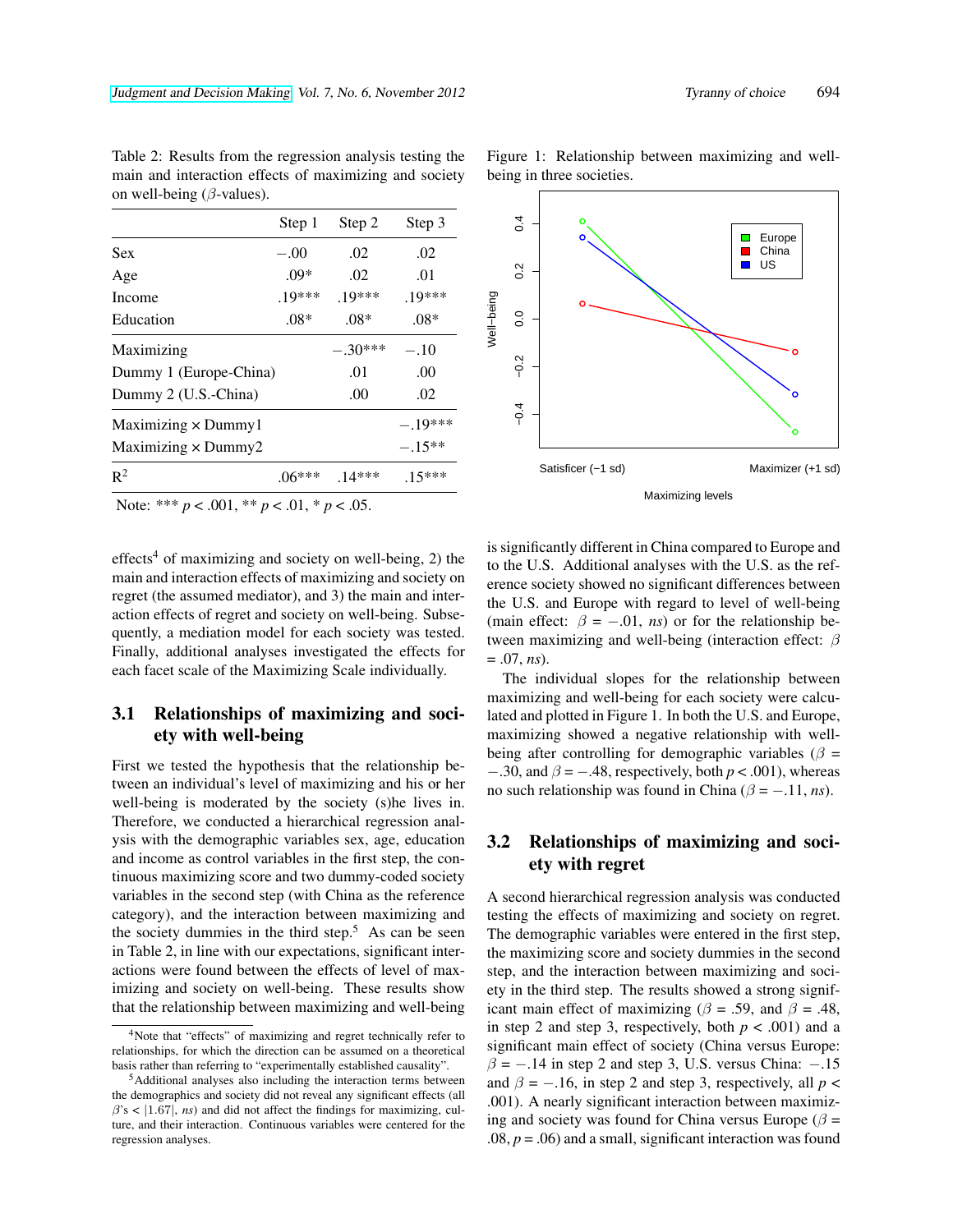Table 2: Results from the regression analysis testing the main and interaction effects of maximizing and society on well-being ($\beta$-values).

| | Step 1 | Step 2 | Step 3 |
|---|---|---|---|
| Sex | −.00 | .02 | .02 |
| Age | .09* | .02 | .01 |
| Income | .19*** | .19*** | .19*** |
| Education | .08* | .08* | .08* |
| Maximizing | | −.30*** | −.10 |
| Dummy 1 (Europe-China) | | .01 | .00 |
| Dummy 2 (U.S.-China) | | .00 | .02 |
| Maximizing × Dummy1 | | | −.19*** |
| Maximizing × Dummy2 | | | −.15** |
| $R^2$ | .06*** | .14*** | .15*** |

Note: *** $p < .001$, ** $p < .01$, * $p < .05$.

effects[4] of maximizing and society on well-being, 2) the main and interaction effects of maximizing and society on regret (the assumed mediator), and 3) the main and interaction effects of regret and society on well-being. Subsequently, a mediation model for each society was tested. Finally, additional analyses investigated the effects for each facet scale of the Maximizing Scale individually.

## 3.1 Relationships of maximizing and society with well-being

First we tested the hypothesis that the relationship between an individual's level of maximizing and his or her well-being is moderated by the society (s)he lives in. Therefore, we conducted a hierarchical regression analysis with the demographic variables sex, age, education and income as control variables in the first step, the continuous maximizing score and two dummy-coded society variables in the second step (with China as the reference category), and the interaction between maximizing and the society dummies in the third step.[5] As can be seen in Table 2, in line with our expectations, significant interactions were found between the effects of level of maximizing and society on well-being. These results show that the relationship between maximizing and well-being

Figure 1: Relationship between maximizing and well-being in three societies.

is significantly different in China compared to Europe and to the U.S. Additional analyses with the U.S. as the reference society showed no significant differences between the U.S. and Europe with regard to level of well-being (main effect: $\beta = -.01$, *ns*) or for the relationship between maximizing and well-being (interaction effect: $\beta = .07$, *ns*).

The individual slopes for the relationship between maximizing and well-being for each society were calculated and plotted in Figure 1. In both the U.S. and Europe, maximizing showed a negative relationship with well-being after controlling for demographic variables ($\beta = -.30$, and $\beta = -.48$, respectively, both $p < .001$), whereas no such relationship was found in China ($\beta = -.11$, *ns*).

## 3.2 Relationships of maximizing and society with regret

A second hierarchical regression analysis was conducted testing the effects of maximizing and society on regret. The demographic variables were entered in the first step, the maximizing score and society dummies in the second step, and the interaction between maximizing and society in the third step. The results showed a strong significant main effect of maximizing ($\beta = .59$, and $\beta = .48$, in step 2 and step 3, respectively, both $p < .001$) and a significant main effect of society (China versus Europe: $\beta = -.14$ in step 2 and step 3, U.S. versus China: $-.15$ and $\beta = -.16$, in step 2 and step 3, respectively, all $p < .001$). A nearly significant interaction between maximizing and society was found for China versus Europe ($\beta = .08$, $p = .06$) and a small, significant interaction was found

[4] Note that "effects" of maximizing and regret technically refer to relationships, for which the direction can be assumed on a theoretical basis rather than referring to "experimentally established causality".

[5] Additional analyses also including the interaction terms between the demographics and society did not reveal any significant effects (all $\beta$'s < |1.67|, *ns*) and did not affect the findings for maximizing, culture, and their interaction. Continuous variables were centered for the regression analyses.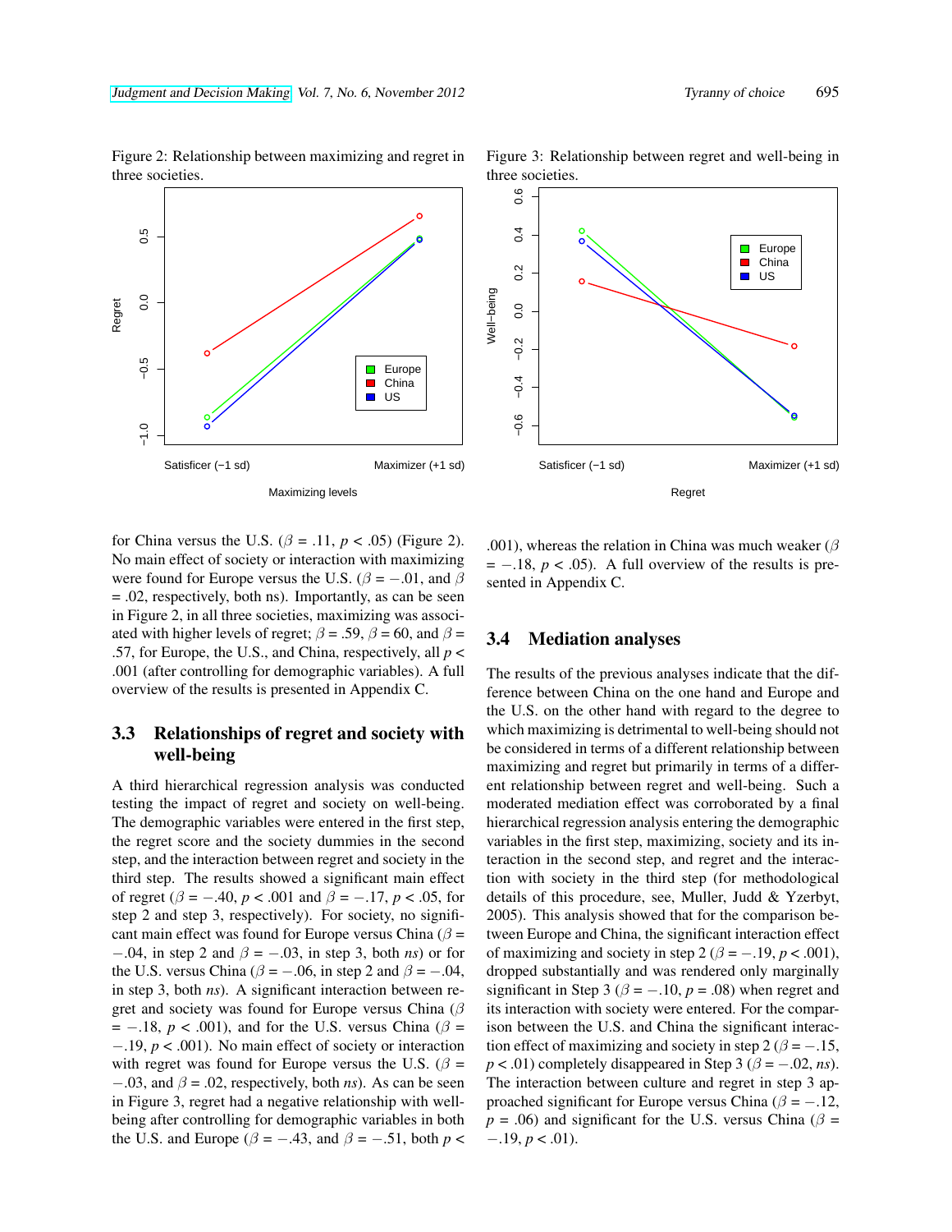Figure 2: Relationship between maximizing and regret in three societies.

Figure 3: Relationship between regret and well-being in three societies.

for China versus the U.S. ($\beta$ = .11, $p < .05$) (Figure 2). No main effect of society or interaction with maximizing were found for Europe versus the U.S. ($\beta = -.01$, and $\beta$ = .02, respectively, both ns). Importantly, as can be seen in Figure 2, in all three societies, maximizing was associated with higher levels of regret; $\beta$ = .59, $\beta$ = 60, and $\beta$ = .57, for Europe, the U.S., and China, respectively, all $p < .001$ (after controlling for demographic variables). A full overview of the results is presented in Appendix C.

## 3.3 Relationships of regret and society with well-being

A third hierarchical regression analysis was conducted testing the impact of regret and society on well-being. The demographic variables were entered in the first step, the regret score and the society dummies in the second step, and the interaction between regret and society in the third step. The results showed a significant main effect of regret ($\beta = -.40$, $p < .001$ and $\beta = -.17$, $p < .05$, for step 2 and step 3, respectively). For society, no significant main effect was found for Europe versus China ($\beta = -.04$, in step 2 and $\beta = -.03$, in step 3, both *ns*) or for the U.S. versus China ($\beta = -.06$, in step 2 and $\beta = -.04$, in step 3, both *ns*). A significant interaction between regret and society was found for Europe versus China ($\beta = -.18$, $p < .001$), and for the U.S. versus China ($\beta = -.19$, $p < .001$). No main effect of society or interaction with regret was found for Europe versus the U.S. ($\beta = -.03$, and $\beta$ = .02, respectively, both *ns*). As can be seen in Figure 3, regret had a negative relationship with well-being after controlling for demographic variables in both the U.S. and Europe ($\beta = -.43$, and $\beta = -.51$, both $p < .001$), whereas the relation in China was much weaker ($\beta = -.18$, $p < .05$). A full overview of the results is presented in Appendix C.

## 3.4 Mediation analyses

The results of the previous analyses indicate that the difference between China on the one hand and Europe and the U.S. on the other hand with regard to the degree to which maximizing is detrimental to well-being should not be considered in terms of a different relationship between maximizing and regret but primarily in terms of a different relationship between regret and well-being. Such a moderated mediation effect was corroborated by a final hierarchical regression analysis entering the demographic variables in the first step, maximizing, society and its interaction in the second step, and regret and the interaction with society in the third step (for methodological details of this procedure, see, Muller, Judd & Yzerbyt, 2005). This analysis showed that for the comparison between Europe and China, the significant interaction effect of maximizing and society in step 2 ($\beta = -.19$, $p < .001$), dropped substantially and was rendered only marginally significant in Step 3 ($\beta = -.10$, $p = .08$) when regret and its interaction with society were entered. For the comparison between the U.S. and China the significant interaction effect of maximizing and society in step 2 ($\beta = -.15$, $p < .01$) completely disappeared in Step 3 ($\beta = -.02$, *ns*). The interaction between culture and regret in step 3 approached significant for Europe versus China ($\beta = -.12$, $p = .06$) and significant for the U.S. versus China ($\beta = -.19$, $p < .01$).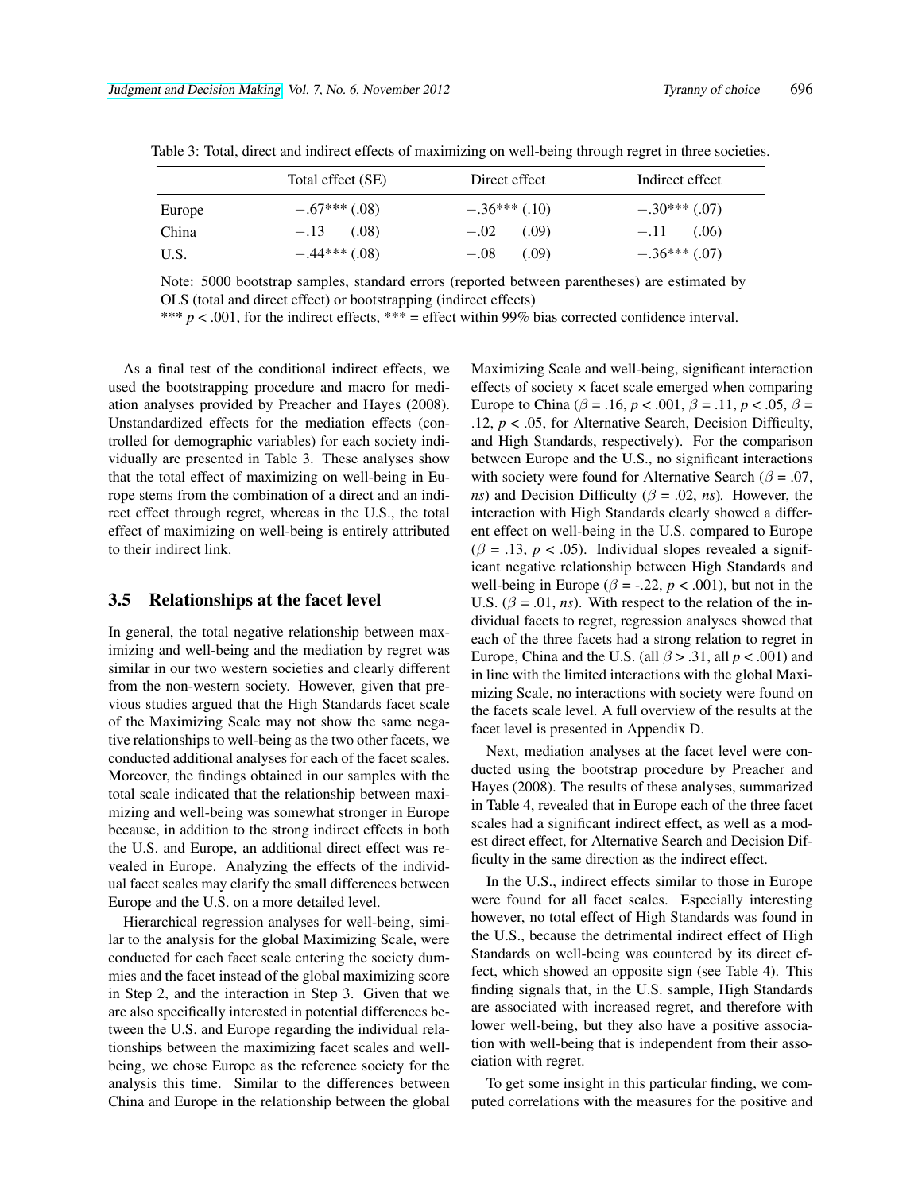Table 3: Total, direct and indirect effects of maximizing on well-being through regret in three societies.

| | Total effect (SE) | Direct effect | Indirect effect |
|---|---|---|---|
| Europe | −.67*** (.08) | −.36*** (.10) | −.30*** (.07) |
| China | −.13 (.08) | −.02 (.09) | −.11 (.06) |
| U.S. | −.44*** (.08) | −.08 (.09) | −.36*** (.07) |

Note: 5000 bootstrap samples, standard errors (reported between parentheses) are estimated by OLS (total and direct effect) or bootstrapping (indirect effects)

*** $p < .001$, for the indirect effects, *** = effect within 99% bias corrected confidence interval.

As a final test of the conditional indirect effects, we used the bootstrapping procedure and macro for mediation analyses provided by Preacher and Hayes (2008). Unstandardized effects for the mediation effects (controlled for demographic variables) for each society individually are presented in Table 3. These analyses show that the total effect of maximizing on well-being in Europe stems from the combination of a direct and an indirect effect through regret, whereas in the U.S., the total effect of maximizing on well-being is entirely attributed to their indirect link.

## 3.5 Relationships at the facet level

In general, the total negative relationship between maximizing and well-being and the mediation by regret was similar in our two western societies and clearly different from the non-western society. However, given that previous studies argued that the High Standards facet scale of the Maximizing Scale may not show the same negative relationships to well-being as the two other facets, we conducted additional analyses for each of the facet scales. Moreover, the findings obtained in our samples with the total scale indicated that the relationship between maximizing and well-being was somewhat stronger in Europe because, in addition to the strong indirect effects in both the U.S. and Europe, an additional direct effect was revealed in Europe. Analyzing the effects of the individual facet scales may clarify the small differences between Europe and the U.S. on a more detailed level.

Hierarchical regression analyses for well-being, similar to the analysis for the global Maximizing Scale, were conducted for each facet scale entering the society dummies and the facet instead of the global maximizing score in Step 2, and the interaction in Step 3. Given that we are also specifically interested in potential differences between the U.S. and Europe regarding the individual relationships between the maximizing facet scales and well-being, we chose Europe as the reference society for the analysis this time. Similar to the differences between China and Europe in the relationship between the global Maximizing Scale and well-being, significant interaction effects of society × facet scale emerged when comparing Europe to China ($\beta = .16$, $p < .001$, $\beta = .11$, $p < .05$, $\beta = .12$, $p < .05$, for Alternative Search, Decision Difficulty, and High Standards, respectively). For the comparison between Europe and the U.S., no significant interactions with society were found for Alternative Search ($\beta = .07$, *ns*) and Decision Difficulty ($\beta = .02$, *ns*). However, the interaction with High Standards clearly showed a different effect on well-being in the U.S. compared to Europe ($\beta = .13$, $p < .05$). Individual slopes revealed a significant negative relationship between High Standards and well-being in Europe ($\beta = -.22$, $p < .001$), but not in the U.S. ($\beta = .01$, *ns*). With respect to the relation of the individual facets to regret, regression analyses showed that each of the three facets had a strong relation to regret in Europe, China and the U.S. (all $\beta > .31$, all $p < .001$) and in line with the limited interactions with the global Maximizing Scale, no interactions with society were found on the facets scale level. A full overview of the results at the facet level is presented in Appendix D.

Next, mediation analyses at the facet level were conducted using the bootstrap procedure by Preacher and Hayes (2008). The results of these analyses, summarized in Table 4, revealed that in Europe each of the three facet scales had a significant indirect effect, as well as a modest direct effect, for Alternative Search and Decision Difficulty in the same direction as the indirect effect.

In the U.S., indirect effects similar to those in Europe were found for all facet scales. Especially interesting however, no total effect of High Standards was found in the U.S., because the detrimental indirect effect of High Standards on well-being was countered by its direct effect, which showed an opposite sign (see Table 4). This finding signals that, in the U.S. sample, High Standards are associated with increased regret, and therefore with lower well-being, but they also have a positive association with well-being that is independent from their association with regret.

To get some insight in this particular finding, we computed correlations with the measures for the positive and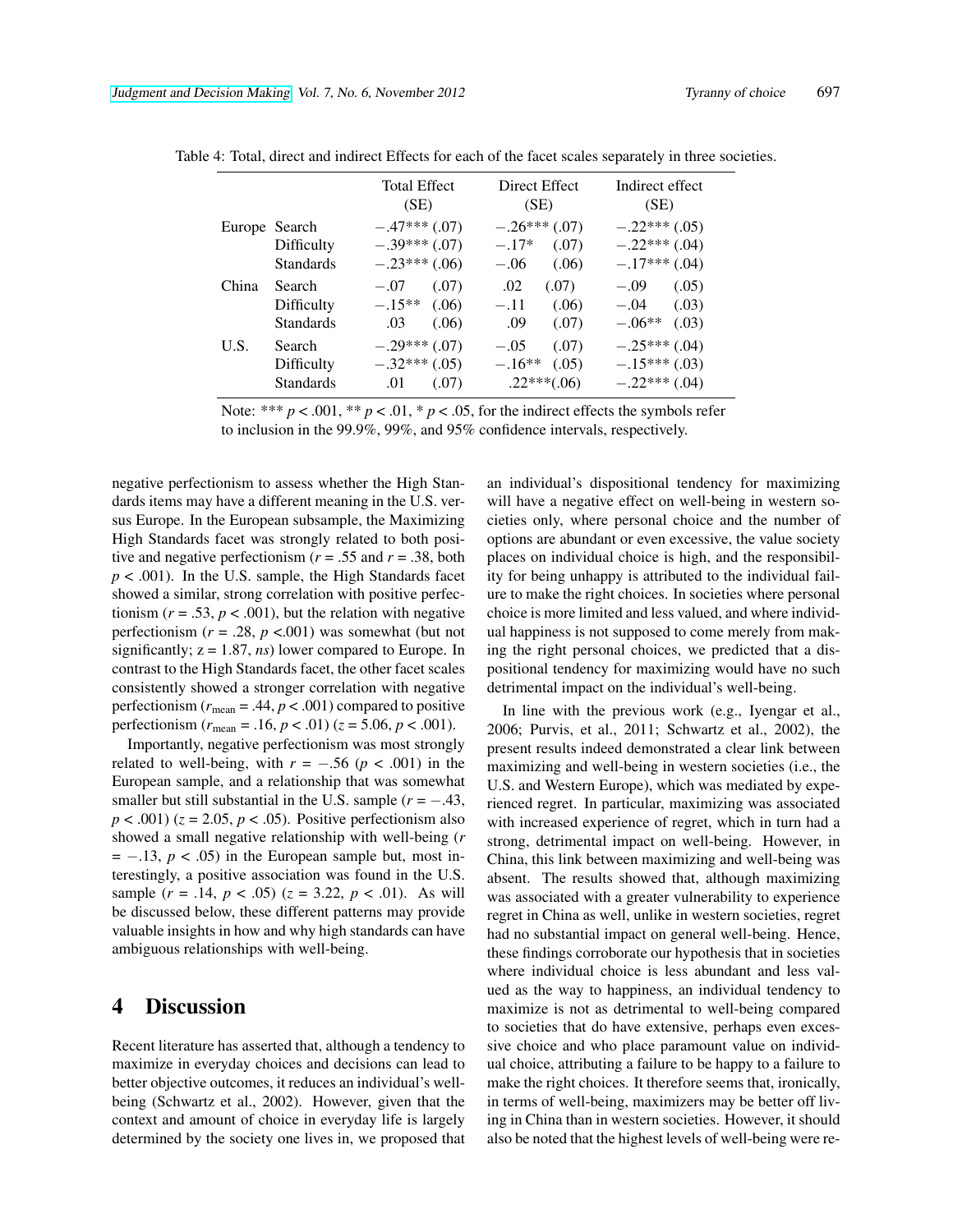Table 4: Total, direct and indirect Effects for each of the facet scales separately in three societies.

| | | Total Effect (SE) | Direct Effect (SE) | Indirect effect (SE) |
|---|---|---|---|---|
| Europe | Search | −.47*** (.07) | −.26*** (.07) | −.22*** (.05) |
| | Difficulty | −.39*** (.07) | −.17* (.07) | −.22*** (.04) |
| | Standards | −.23*** (.06) | −.06 (.06) | −.17*** (.04) |
| China | Search | −.07 (.07) | .02 (.07) | −.09 (.05) |
| | Difficulty | −.15** (.06) | −.11 (.06) | −.04 (.03) |
| | Standards | .03 (.06) | .09 (.07) | −.06** (.03) |
| U.S. | Search | −.29*** (.07) | −.05 (.07) | −.25*** (.04) |
| | Difficulty | −.32*** (.05) | −.16** (.05) | −.15*** (.03) |
| | Standards | .01 (.07) | .22***(.06) | −.22*** (.04) |

Note: *** $p < .001$, ** $p < .01$, * $p < .05$, for the indirect effects the symbols refer to inclusion in the 99.9%, 99%, and 95% confidence intervals, respectively.

negative perfectionism to assess whether the High Standards items may have a different meaning in the U.S. versus Europe. In the European subsample, the Maximizing High Standards facet was strongly related to both positive and negative perfectionism ($r = .55$ and $r = .38$, both $p < .001$). In the U.S. sample, the High Standards facet showed a similar, strong correlation with positive perfectionism ($r = .53$, $p < .001$), but the relation with negative perfectionism ($r = .28$, $p < .001$) was somewhat (but not significantly; $z = 1.87$, *ns*) lower compared to Europe. In contrast to the High Standards facet, the other facet scales consistently showed a stronger correlation with negative perfectionism ($r_{\text{mean}} = .44$, $p < .001$) compared to positive perfectionism ($r_{\text{mean}} = .16$, $p < .01$) ($z = 5.06$, $p < .001$).

Importantly, negative perfectionism was most strongly related to well-being, with $r = -.56$ ($p < .001$) in the European sample, and a relationship that was somewhat smaller but still substantial in the U.S. sample ($r = -.43$, $p < .001$) ($z = 2.05$, $p < .05$). Positive perfectionism also showed a small negative relationship with well-being ($r = -.13$, $p < .05$) in the European sample but, most interestingly, a positive association was found in the U.S. sample ($r = .14$, $p < .05$) ($z = 3.22$, $p < .01$). As will be discussed below, these different patterns may provide valuable insights in how and why high standards can have ambiguous relationships with well-being.

# 4 Discussion

Recent literature has asserted that, although a tendency to maximize in everyday choices and decisions can lead to better objective outcomes, it reduces an individual's well-being (Schwartz et al., 2002). However, given that the context and amount of choice in everyday life is largely determined by the society one lives in, we proposed that an individual's dispositional tendency for maximizing will have a negative effect on well-being in western societies only, where personal choice and the number of options are abundant or even excessive, the value society places on individual choice is high, and the responsibility for being unhappy is attributed to the individual failure to make the right choices. In societies where personal choice is more limited and less valued, and where individual happiness is not supposed to come merely from making the right personal choices, we predicted that a dispositional tendency for maximizing would have no such detrimental impact on the individual's well-being.

In line with the previous work (e.g., Iyengar et al., 2006; Purvis, et al., 2011; Schwartz et al., 2002), the present results indeed demonstrated a clear link between maximizing and well-being in western societies (i.e., the U.S. and Western Europe), which was mediated by experienced regret. In particular, maximizing was associated with increased experience of regret, which in turn had a strong, detrimental impact on well-being. However, in China, this link between maximizing and well-being was absent. The results showed that, although maximizing was associated with a greater vulnerability to experience regret in China as well, unlike in western societies, regret had no substantial impact on general well-being. Hence, these findings corroborate our hypothesis that in societies where individual choice is less abundant and less valued as the way to happiness, an individual tendency to maximize is not as detrimental to well-being compared to societies that do have extensive, perhaps even excessive choice and who place paramount value on individual choice, attributing a failure to be happy to a failure to make the right choices. It therefore seems that, ironically, in terms of well-being, maximizers may be better off living in China than in western societies. However, it should also be noted that the highest levels of well-being were re-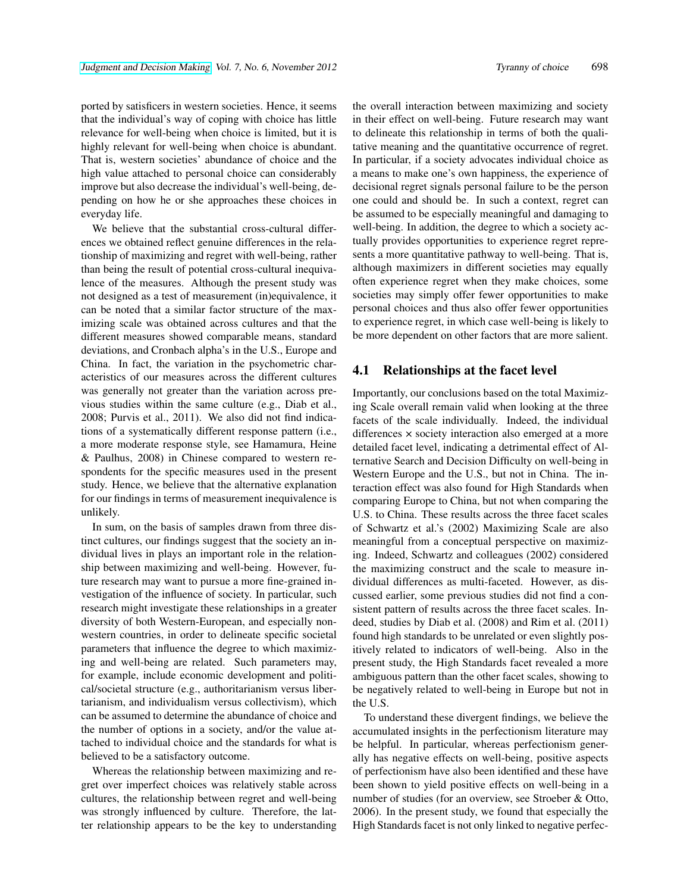ported by satisficers in western societies. Hence, it seems that the individual's way of coping with choice has little relevance for well-being when choice is limited, but it is highly relevant for well-being when choice is abundant. That is, western societies' abundance of choice and the high value attached to personal choice can considerably improve but also decrease the individual's well-being, depending on how he or she approaches these choices in everyday life.

We believe that the substantial cross-cultural differences we obtained reflect genuine differences in the relationship of maximizing and regret with well-being, rather than being the result of potential cross-cultural inequivalence of the measures. Although the present study was not designed as a test of measurement (in)equivalence, it can be noted that a similar factor structure of the maximizing scale was obtained across cultures and that the different measures showed comparable means, standard deviations, and Cronbach alpha's in the U.S., Europe and China. In fact, the variation in the psychometric characteristics of our measures across the different cultures was generally not greater than the variation across previous studies within the same culture (e.g., Diab et al., 2008; Purvis et al., 2011). We also did not find indications of a systematically different response pattern (i.e., a more moderate response style, see Hamamura, Heine & Paulhus, 2008) in Chinese compared to western respondents for the specific measures used in the present study. Hence, we believe that the alternative explanation for our findings in terms of measurement inequivalence is unlikely.

In sum, on the basis of samples drawn from three distinct cultures, our findings suggest that the society an individual lives in plays an important role in the relationship between maximizing and well-being. However, future research may want to pursue a more fine-grained investigation of the influence of society. In particular, such research might investigate these relationships in a greater diversity of both Western-European, and especially non-western countries, in order to delineate specific societal parameters that influence the degree to which maximizing and well-being are related. Such parameters may, for example, include economic development and political/societal structure (e.g., authoritarianism versus libertarianism, and individualism versus collectivism), which can be assumed to determine the abundance of choice and the number of options in a society, and/or the value attached to individual choice and the standards for what is believed to be a satisfactory outcome.

Whereas the relationship between maximizing and regret over imperfect choices was relatively stable across cultures, the relationship between regret and well-being was strongly influenced by culture. Therefore, the latter relationship appears to be the key to understanding the overall interaction between maximizing and society in their effect on well-being. Future research may want to delineate this relationship in terms of both the qualitative meaning and the quantitative occurrence of regret. In particular, if a society advocates individual choice as a means to make one's own happiness, the experience of decisional regret signals personal failure to be the person one could and should be. In such a context, regret can be assumed to be especially meaningful and damaging to well-being. In addition, the degree to which a society actually provides opportunities to experience regret represents a more quantitative pathway to well-being. That is, although maximizers in different societies may equally often experience regret when they make choices, some societies may simply offer fewer opportunities to make personal choices and thus also offer fewer opportunities to experience regret, in which case well-being is likely to be more dependent on other factors that are more salient.

## 4.1 Relationships at the facet level

Importantly, our conclusions based on the total Maximizing Scale overall remain valid when looking at the three facets of the scale individually. Indeed, the individual differences × society interaction also emerged at a more detailed facet level, indicating a detrimental effect of Alternative Search and Decision Difficulty on well-being in Western Europe and the U.S., but not in China. The interaction effect was also found for High Standards when comparing Europe to China, but not when comparing the U.S. to China. These results across the three facet scales of Schwartz et al.'s (2002) Maximizing Scale are also meaningful from a conceptual perspective on maximizing. Indeed, Schwartz and colleagues (2002) considered the maximizing construct and the scale to measure individual differences as multi-faceted. However, as discussed earlier, some previous studies did not find a consistent pattern of results across the three facet scales. Indeed, studies by Diab et al. (2008) and Rim et al. (2011) found high standards to be unrelated or even slightly positively related to indicators of well-being. Also in the present study, the High Standards facet revealed a more ambiguous pattern than the other facet scales, showing to be negatively related to well-being in Europe but not in the U.S.

To understand these divergent findings, we believe the accumulated insights in the perfectionism literature may be helpful. In particular, whereas perfectionism generally has negative effects on well-being, positive aspects of perfectionism have also been identified and these have been shown to yield positive effects on well-being in a number of studies (for an overview, see Stroeber & Otto, 2006). In the present study, we found that especially the High Standards facet is not only linked to negative perfec-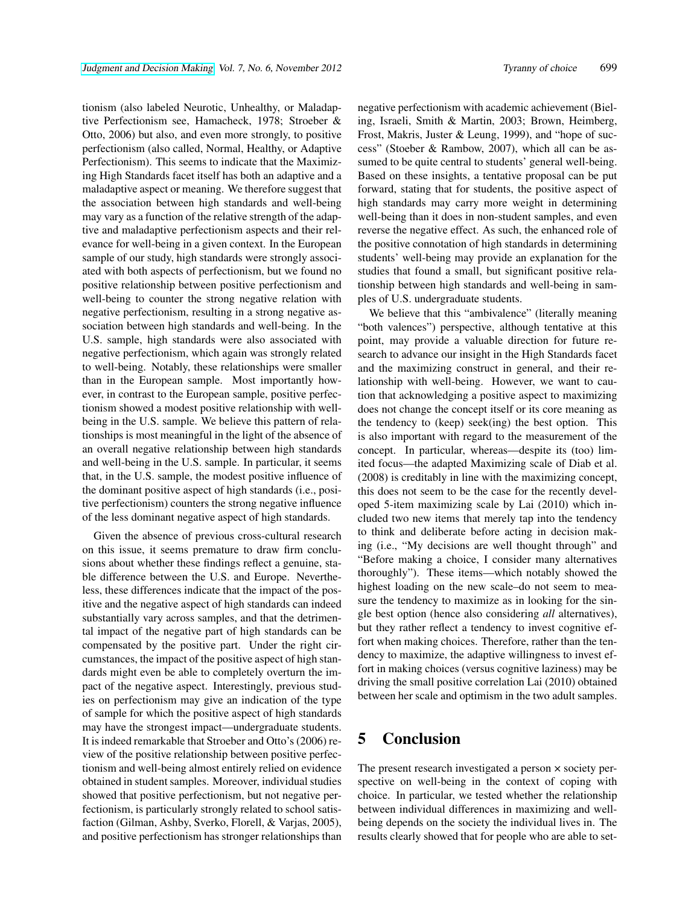tionism (also labeled Neurotic, Unhealthy, or Maladaptive Perfectionism see, Hamacheck, 1978; Stroeber & Otto, 2006) but also, and even more strongly, to positive perfectionism (also called, Normal, Healthy, or Adaptive Perfectionism). This seems to indicate that the Maximizing High Standards facet itself has both an adaptive and a maladaptive aspect or meaning. We therefore suggest that the association between high standards and well-being may vary as a function of the relative strength of the adaptive and maladaptive perfectionism aspects and their relevance for well-being in a given context. In the European sample of our study, high standards were strongly associated with both aspects of perfectionism, but we found no positive relationship between positive perfectionism and well-being to counter the strong negative relation with negative perfectionism, resulting in a strong negative association between high standards and well-being. In the U.S. sample, high standards were also associated with negative perfectionism, which again was strongly related to well-being. Notably, these relationships were smaller than in the European sample. Most importantly however, in contrast to the European sample, positive perfectionism showed a modest positive relationship with well-being in the U.S. sample. We believe this pattern of relationships is most meaningful in the light of the absence of an overall negative relationship between high standards and well-being in the U.S. sample. In particular, it seems that, in the U.S. sample, the modest positive influence of the dominant positive aspect of high standards (i.e., positive perfectionism) counters the strong negative influence of the less dominant negative aspect of high standards.

Given the absence of previous cross-cultural research on this issue, it seems premature to draw firm conclusions about whether these findings reflect a genuine, stable difference between the U.S. and Europe. Nevertheless, these differences indicate that the impact of the positive and the negative aspect of high standards can indeed substantially vary across samples, and that the detrimental impact of the negative part of high standards can be compensated by the positive part. Under the right circumstances, the impact of the positive aspect of high standards might even be able to completely overturn the impact of the negative aspect. Interestingly, previous studies on perfectionism may give an indication of the type of sample for which the positive aspect of high standards may have the strongest impact—undergraduate students. It is indeed remarkable that Stroeber and Otto's (2006) review of the positive relationship between positive perfectionism and well-being almost entirely relied on evidence obtained in student samples. Moreover, individual studies showed that positive perfectionism, but not negative perfectionism, is particularly strongly related to school satisfaction (Gilman, Ashby, Sverko, Florell, & Varjas, 2005), and positive perfectionism has stronger relationships than negative perfectionism with academic achievement (Bieling, Israeli, Smith & Martin, 2003; Brown, Heimberg, Frost, Makris, Juster & Leung, 1999), and "hope of success" (Stoeber & Rambow, 2007), which all can be assumed to be quite central to students' general well-being. Based on these insights, a tentative proposal can be put forward, stating that for students, the positive aspect of high standards may carry more weight in determining well-being than it does in non-student samples, and even reverse the negative effect. As such, the enhanced role of the positive connotation of high standards in determining students' well-being may provide an explanation for the studies that found a small, but significant positive relationship between high standards and well-being in samples of U.S. undergraduate students.

We believe that this "ambivalence" (literally meaning "both valences") perspective, although tentative at this point, may provide a valuable direction for future research to advance our insight in the High Standards facet and the maximizing construct in general, and their relationship with well-being. However, we want to caution that acknowledging a positive aspect to core maximizing does not change the concept itself or its core meaning as the tendency to (keep) seek(ing) the best option. This is also important with regard to the measurement of the concept. In particular, whereas—despite its (too) limited focus—the adapted Maximizing scale of Diab et al. (2008) is creditably in line with the maximizing concept, this does not seem to be the case for the recently developed 5-item maximizing scale by Lai (2010) which included two new items that merely tap into the tendency to think and deliberate before acting in decision making (i.e., "My decisions are well thought through" and "Before making a choice, I consider many alternatives thoroughly"). These items—which notably showed the highest loading on the new scale–do not seem to measure the tendency to maximize as in looking for the single best option (hence also considering *all* alternatives), but they rather reflect a tendency to invest cognitive effort when making choices. Therefore, rather than the tendency to maximize, the adaptive willingness to invest effort in making choices (versus cognitive laziness) may be driving the small positive correlation Lai (2010) obtained between her scale and optimism in the two adult samples.

# 5 Conclusion

The present research investigated a person × society perspective on well-being in the context of coping with choice. In particular, we tested whether the relationship between individual differences in maximizing and well-being depends on the society the individual lives in. The results clearly showed that for people who are able to set-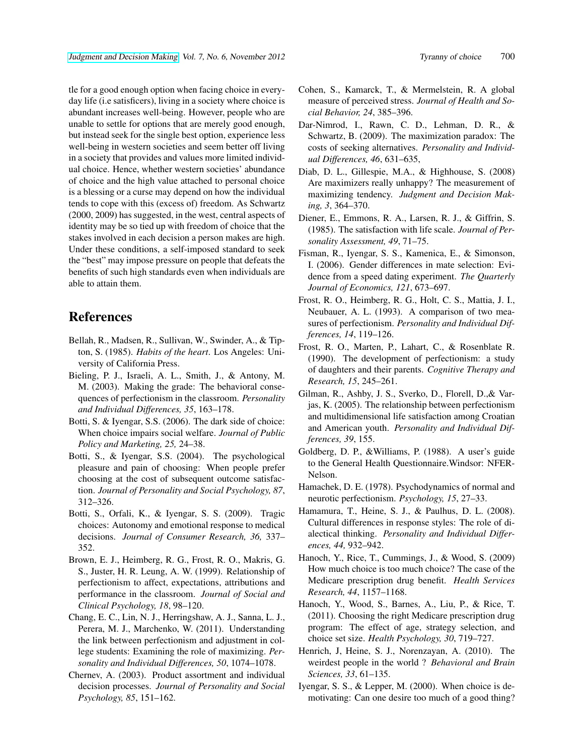tle for a good enough option when facing choice in everyday life (i.e satisficers), living in a society where choice is abundant increases well-being. However, people who are unable to settle for options that are merely good enough, but instead seek for the single best option, experience less well-being in western societies and seem better off living in a society that provides and values more limited individual choice. Hence, whether western societies' abundance of choice and the high value attached to personal choice is a blessing or a curse may depend on how the individual tends to cope with this (excess of) freedom. As Schwartz (2000, 2009) has suggested, in the west, central aspects of identity may be so tied up with freedom of choice that the stakes involved in each decision a person makes are high. Under these conditions, a self-imposed standard to seek the "best" may impose pressure on people that defeats the benefits of such high standards even when individuals are able to attain them.

# References

Bellah, R., Madsen, R., Sullivan, W., Swinder, A., & Tipton, S. (1985). *Habits of the heart*. Los Angeles: University of California Press.

Bieling, P. J., Israeli, A. L., Smith, J., & Antony, M. M. (2003). Making the grade: The behavioral consequences of perfectionism in the classroom. *Personality and Individual Differences, 35*, 163–178.

Botti, S. & Iyengar, S.S. (2006). The dark side of choice: When choice impairs social welfare. *Journal of Public Policy and Marketing, 25,* 24–38.

Botti, S., & Iyengar, S.S. (2004). The psychological pleasure and pain of choosing: When people prefer choosing at the cost of subsequent outcome satisfaction. *Journal of Personality and Social Psychology, 87*, 312–326.

Botti, S., Orfali, K., & Iyengar, S. S. (2009). Tragic choices: Autonomy and emotional response to medical decisions. *Journal of Consumer Research, 36,* 337–352.

Brown, E. J., Heimberg, R. G., Frost, R. O., Makris, G. S., Juster, H. R. Leung, A. W. (1999). Relationship of perfectionism to affect, expectations, attributions and performance in the classroom. *Journal of Social and Clinical Psychology, 18*, 98–120.

Chang, E. C., Lin, N. J., Herringshaw, A. J., Sanna, L. J., Perera, M. J., Marchenko, W. (2011). Understanding the link between perfectionism and adjustment in college students: Examining the role of maximizing. *Personality and Individual Differences, 50*, 1074–1078.

Chernev, A. (2003). Product assortment and individual decision processes. *Journal of Personality and Social Psychology, 85*, 151–162.

Cohen, S., Kamarck, T., & Mermelstein, R. A global measure of perceived stress. *Journal of Health and Social Behavior, 24*, 385–396.

Dar-Nimrod, I., Rawn, C. D., Lehman, D. R., & Schwartz, B. (2009). The maximization paradox: The costs of seeking alternatives. *Personality and Individual Differences, 46*, 631–635,

Diab, D. L., Gillespie, M.A., & Highhouse, S. (2008) Are maximizers really unhappy? The measurement of maximizing tendency. *Judgment and Decision Making, 3*, 364–370.

Diener, E., Emmons, R. A., Larsen, R. J., & Giffrin, S. (1985). The satisfaction with life scale. *Journal of Personality Assessment, 49*, 71–75.

Fisman, R., Iyengar, S. S., Kamenica, E., & Simonson, I. (2006). Gender differences in mate selection: Evidence from a speed dating experiment. *The Quarterly Journal of Economics, 121*, 673–697.

Frost, R. O., Heimberg, R. G., Holt, C. S., Mattia, J. I., Neubauer, A. L. (1993). A comparison of two measures of perfectionism. *Personality and Individual Differences, 14*, 119–126.

Frost, R. O., Marten, P., Lahart, C., & Rosenblate R. (1990). The development of perfectionism: a study of daughters and their parents. *Cognitive Therapy and Research, 15*, 245–261.

Gilman, R., Ashby, J. S., Sverko, D., Florell, D.,& Varjas, K. (2005). The relationship between perfectionism and multidimensional life satisfaction among Croatian and American youth. *Personality and Individual Differences, 39*, 155.

Goldberg, D. P., &Williams, P. (1988). A user's guide to the General Health Questionnaire.Windsor: NFER-Nelson.

Hamachek, D. E. (1978). Psychodynamics of normal and neurotic perfectionism. *Psychology, 15*, 27–33.

Hamamura, T., Heine, S. J., & Paulhus, D. L. (2008). Cultural differences in response styles: The role of dialectical thinking. *Personality and Individual Differences, 44,* 932–942.

Hanoch, Y., Rice, T., Cummings, J., & Wood, S. (2009) How much choice is too much choice? The case of the Medicare prescription drug benefit. *Health Services Research, 44*, 1157–1168.

Hanoch, Y., Wood, S., Barnes, A., Liu, P., & Rice, T. (2011). Choosing the right Medicare prescription drug program: The effect of age, strategy selection, and choice set size. *Health Psychology, 30*, 719–727.

Henrich, J, Heine, S. J., Norenzayan, A. (2010). The weirdest people in the world ? *Behavioral and Brain Sciences, 33*, 61–135.

Iyengar, S. S., & Lepper, M. (2000). When choice is demotivating: Can one desire too much of a good thing?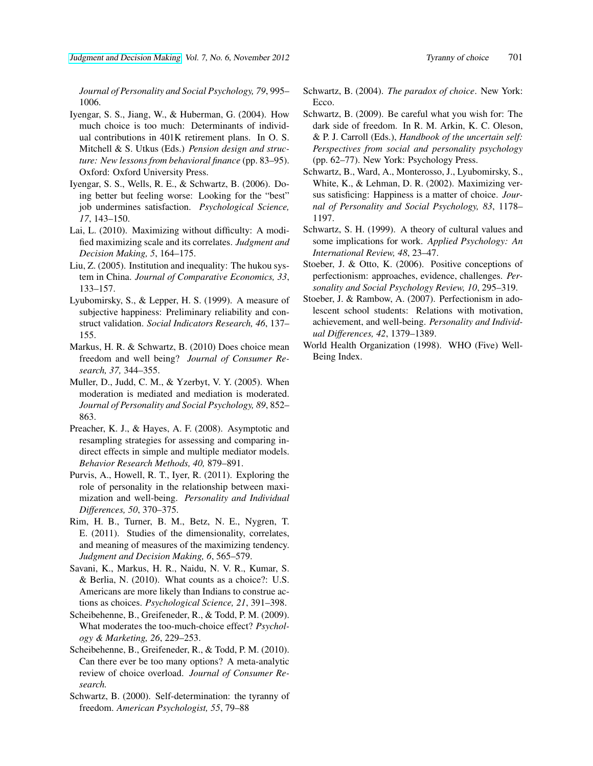*Journal of Personality and Social Psychology, 79*, 995–1006.

Iyengar, S. S., Jiang, W., & Huberman, G. (2004). How much choice is too much: Determinants of individual contributions in 401K retirement plans. In O. S. Mitchell & S. Utkus (Eds.) *Pension design and structure: New lessons from behavioral finance* (pp. 83–95). Oxford: Oxford University Press.

Iyengar, S. S., Wells, R. E., & Schwartz, B. (2006). Doing better but feeling worse: Looking for the "best" job undermines satisfaction. *Psychological Science, 17*, 143–150.

Lai, L. (2010). Maximizing without difficulty: A modified maximizing scale and its correlates. *Judgment and Decision Making, 5*, 164–175.

Liu, Z. (2005). Institution and inequality: The hukou system in China. *Journal of Comparative Economics, 33*, 133–157.

Lyubomirsky, S., & Lepper, H. S. (1999). A measure of subjective happiness: Preliminary reliability and construct validation. *Social Indicators Research, 46*, 137–155.

Markus, H. R. & Schwartz, B. (2010) Does choice mean freedom and well being? *Journal of Consumer Research, 37,* 344–355.

Muller, D., Judd, C. M., & Yzerbyt, V. Y. (2005). When moderation is mediated and mediation is moderated. *Journal of Personality and Social Psychology, 89*, 852–863.

Preacher, K. J., & Hayes, A. F. (2008). Asymptotic and resampling strategies for assessing and comparing indirect effects in simple and multiple mediator models. *Behavior Research Methods, 40,* 879–891.

Purvis, A., Howell, R. T., Iyer, R. (2011). Exploring the role of personality in the relationship between maximization and well-being. *Personality and Individual Differences, 50*, 370–375.

Rim, H. B., Turner, B. M., Betz, N. E., Nygren, T. E. (2011). Studies of the dimensionality, correlates, and meaning of measures of the maximizing tendency. *Judgment and Decision Making, 6*, 565–579.

Savani, K., Markus, H. R., Naidu, N. V. R., Kumar, S. & Berlia, N. (2010). What counts as a choice?: U.S. Americans are more likely than Indians to construe actions as choices. *Psychological Science, 21*, 391–398.

Scheibehenne, B., Greifeneder, R., & Todd, P. M. (2009). What moderates the too-much-choice effect? *Psychology & Marketing, 26*, 229–253.

Scheibehenne, B., Greifeneder, R., & Todd, P. M. (2010). Can there ever be too many options? A meta-analytic review of choice overload. *Journal of Consumer Research.*

Schwartz, B. (2000). Self-determination: the tyranny of freedom. *American Psychologist, 55*, 79–88

Schwartz, B. (2004). *The paradox of choice*. New York: Ecco.

Schwartz, B. (2009). Be careful what you wish for: The dark side of freedom. In R. M. Arkin, K. C. Oleson, & P. J. Carroll (Eds.), *Handbook of the uncertain self: Perspectives from social and personality psychology* (pp. 62–77). New York: Psychology Press.

Schwartz, B., Ward, A., Monterosso, J., Lyubomirsky, S., White, K., & Lehman, D. R. (2002). Maximizing versus satisficing: Happiness is a matter of choice. *Journal of Personality and Social Psychology, 83*, 1178–1197.

Schwartz, S. H. (1999). A theory of cultural values and some implications for work. *Applied Psychology: An International Review, 48*, 23–47.

Stoeber, J. & Otto, K. (2006). Positive conceptions of perfectionism: approaches, evidence, challenges. *Personality and Social Psychology Review, 10*, 295–319.

Stoeber, J. & Rambow, A. (2007). Perfectionism in adolescent school students: Relations with motivation, achievement, and well-being. *Personality and Individual Differences, 42*, 1379–1389.

World Health Organization (1998). WHO (Five) Well-Being Index.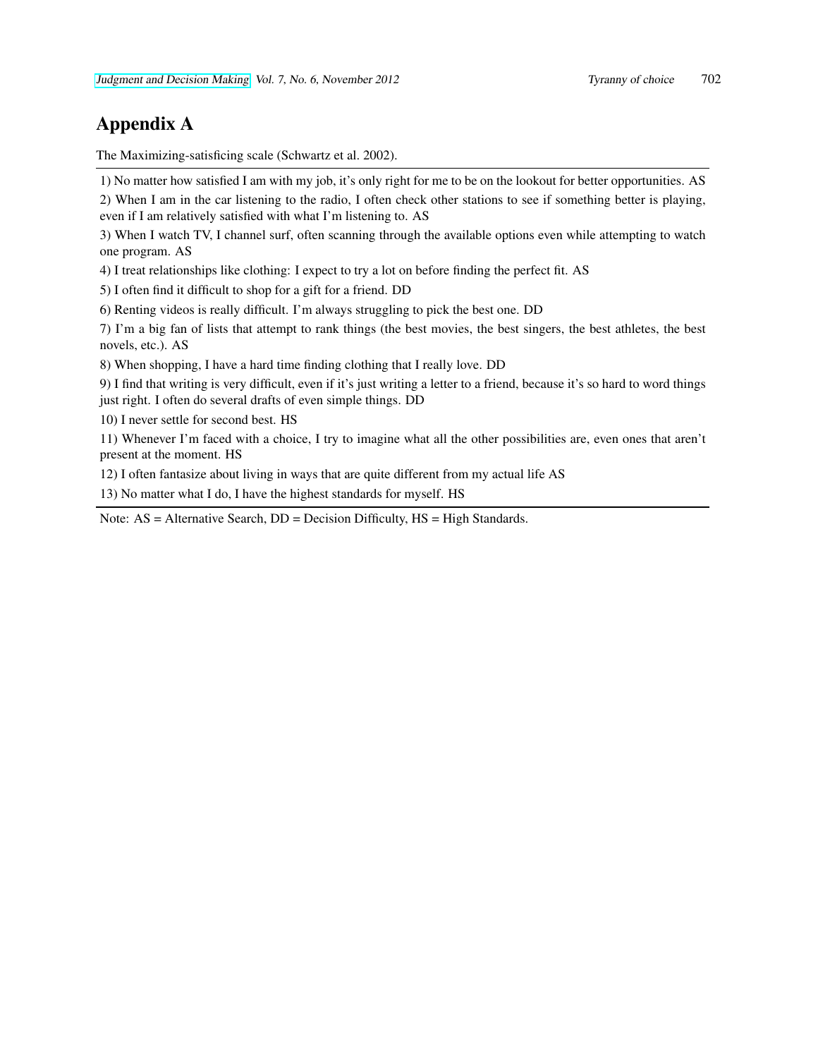# Appendix A

The Maximizing-satisficing scale (Schwartz et al. 2002).

1) No matter how satisfied I am with my job, it's only right for me to be on the lookout for better opportunities. AS

2) When I am in the car listening to the radio, I often check other stations to see if something better is playing, even if I am relatively satisfied with what I'm listening to. AS

3) When I watch TV, I channel surf, often scanning through the available options even while attempting to watch one program. AS

4) I treat relationships like clothing: I expect to try a lot on before finding the perfect fit. AS

5) I often find it difficult to shop for a gift for a friend. DD

6) Renting videos is really difficult. I'm always struggling to pick the best one. DD

7) I'm a big fan of lists that attempt to rank things (the best movies, the best singers, the best athletes, the best novels, etc.). AS

8) When shopping, I have a hard time finding clothing that I really love. DD

9) I find that writing is very difficult, even if it's just writing a letter to a friend, because it's so hard to word things just right. I often do several drafts of even simple things. DD

10) I never settle for second best. HS

11) Whenever I'm faced with a choice, I try to imagine what all the other possibilities are, even ones that aren't present at the moment. HS

12) I often fantasize about living in ways that are quite different from my actual life AS

13) No matter what I do, I have the highest standards for myself. HS

Note: AS = Alternative Search, DD = Decision Difficulty, HS = High Standards.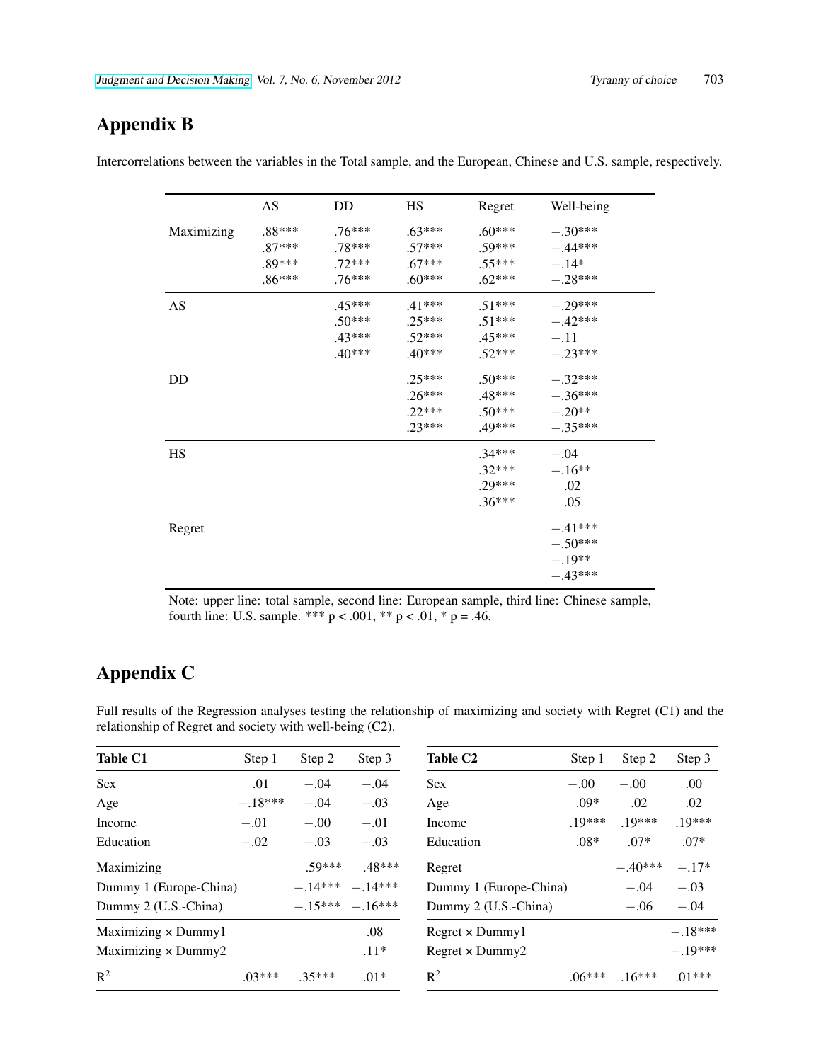## Appendix B

Intercorrelations between the variables in the Total sample, and the European, Chinese and U.S. sample, respectively.

| | AS | DD | HS | Regret | Well-being |
|---|---|---|---|---|---|
| Maximizing | .88***<br>.87***<br>.89***<br>.86*** | .76***<br>.78***<br>.72***<br>.76*** | .63***<br>.57***<br>.67***<br>.60*** | .60***<br>.59***<br>.55***<br>.62*** | −.30***<br>−.44***<br>−.14*<br>−.28*** |
| AS | | .45***<br>.50***<br>.43***<br>.40*** | .41***<br>.25***<br>.52***<br>.40*** | .51***<br>.51***<br>.45***<br>.52*** | −.29***<br>−.42***<br>−.11<br>−.23*** |
| DD | | | .25***<br>.26***<br>.22***<br>.23*** | .50***<br>.48***<br>.50***<br>.49*** | −.32***<br>−.36***<br>−.20**<br>−.35*** |
| HS | | | | .34***<br>.32***<br>.29***<br>.36*** | −.04<br>−.16**<br>.02<br>.05 |
| Regret | | | | | −.41***<br>−.50***<br>−.19**<br>−.43*** |

Note: upper line: total sample, second line: European sample, third line: Chinese sample, fourth line: U.S. sample. *** p < .001, ** p < .01, * p = .46.

## Appendix C

Full results of the Regression analyses testing the relationship of maximizing and society with Regret (C1) and the relationship of Regret and society with well-being (C2).

| **Table C1** | Step 1 | Step 2 | Step 3 |
|---|---|---|---|
| Sex | .01 | −.04 | −.04 |
| Age | −.18*** | −.04 | −.03 |
| Income | −.01 | −.00 | −.01 |
| Education | −.02 | −.03 | −.03 |
| Maximizing | | .59*** | .48*** |
| Dummy 1 (Europe-China) | | −.14*** | −.14*** |
| Dummy 2 (U.S.-China) | | −.15*** | −.16*** |
| Maximizing × Dummy1 | | | .08 |
| Maximizing × Dummy2 | | | .11* |
| $R^2$ | .03*** | .35*** | .01* |

| **Table C2** | Step 1 | Step 2 | Step 3 |
|---|---|---|---|
| Sex | −.00 | −.00 | .00 |
| Age | .09* | .02 | .02 |
| Income | .19*** | .19*** | .19*** |
| Education | .08* | .07* | .07* |
| Regret | | −.40*** | −.17* |
| Dummy 1 (Europe-China) | | −.04 | −.03 |
| Dummy 2 (U.S.-China) | | −.06 | −.04 |
| Regret × Dummy1 | | | −.18*** |
| Regret × Dummy2 | | | −.19*** |
| $R^2$ | .06*** | .16*** | .01*** |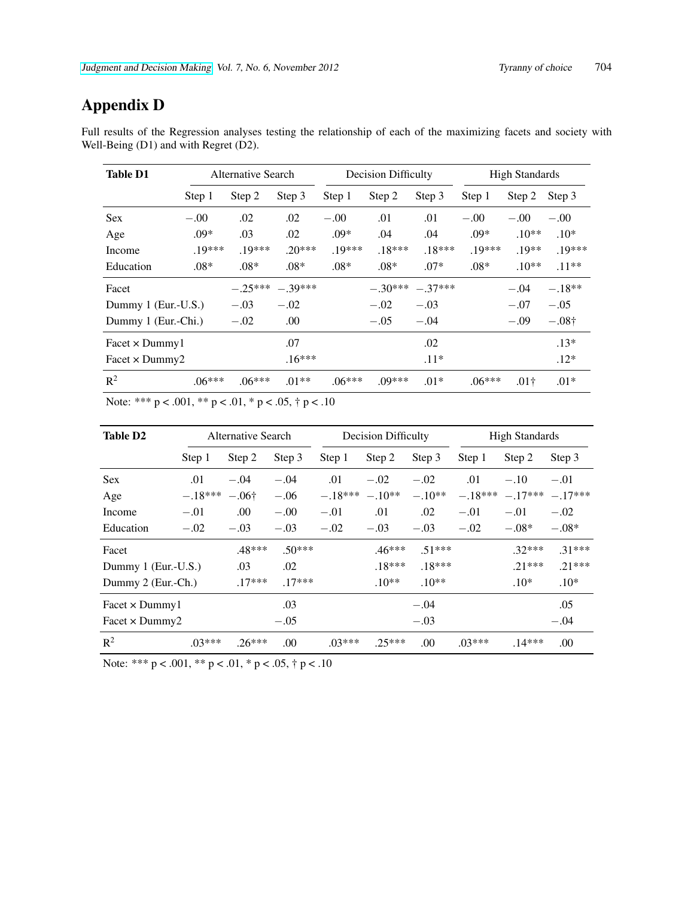# Appendix D

Full results of the Regression analyses testing the relationship of each of the maximizing facets and society with Well-Being (D1) and with Regret (D2).

| **Table D1** | Alternative Search | | | Decision Difficulty | | | High Standards | | |
|---|---|---|---|---|---|---|---|---|---|
| | Step 1 | Step 2 | Step 3 | Step 1 | Step 2 | Step 3 | Step 1 | Step 2 | Step 3 |
| Sex | −.00 | .02 | .02 | −.00 | .01 | .01 | −.00 | −.00 | −.00 |
| Age | .09* | .03 | .02 | .09* | .04 | .04 | .09* | .10** | .10* |
| Income | .19*** | .19*** | .20*** | .19*** | .18*** | .18*** | .19*** | .19** | .19*** |
| Education | .08* | .08* | .08* | .08* | .08* | .07* | .08* | .10** | .11** |
| Facet | | −.25*** | −.39*** | | −.30*** | −.37*** | | −.04 | −.18** |
| Dummy 1 (Eur.-U.S.) | | −.03 | −.02 | | −.02 | −.03 | | −.07 | −.05 |
| Dummy 1 (Eur.-Chi.) | | −.02 | .00 | | −.05 | −.04 | | −.09 | −.08† |
| Facet × Dummy1 | | | .07 | | | .02 | | | .13* |
| Facet × Dummy2 | | | .16*** | | | .11* | | | .12* |
| $R^2$ | .06*** | .06*** | .01** | .06*** | .09*** | .01* | .06*** | .01† | .01* |

Note: *** p < .001, ** p < .01, * p < .05, † p < .10

| **Table D2** | Alternative Search | | | Decision Difficulty | | | High Standards | | |
|---|---|---|---|---|---|---|---|---|---|
| | Step 1 | Step 2 | Step 3 | Step 1 | Step 2 | Step 3 | Step 1 | Step 2 | Step 3 |
| Sex | .01 | −.04 | −.04 | .01 | −.02 | −.02 | .01 | −.10 | −.01 |
| Age | −.18*** | −.06† | −.06 | −.18*** | −.10** | −.10** | −.18*** | −.17*** | −.17*** |
| Income | −.01 | .00 | −.00 | −.01 | .01 | .02 | −.01 | −.01 | −.02 |
| Education | −.02 | −.03 | −.03 | −.02 | −.03 | −.03 | −.02 | −.08* | −.08* |
| Facet | | .48*** | .50*** | | .46*** | .51*** | | .32*** | .31*** |
| Dummy 1 (Eur.-U.S.) | | .03 | .02 | | .18*** | .18*** | | .21*** | .21*** |
| Dummy 2 (Eur.-Ch.) | | .17*** | .17*** | | .10** | .10** | | .10* | .10* |
| Facet × Dummy1 | | | .03 | | | −.04 | | | .05 |
| Facet × Dummy2 | | | −.05 | | | −.03 | | | −.04 |
| $R^2$ | .03*** | .26*** | .00 | .03*** | .25*** | .00 | .03*** | .14*** | .00 |

Note: *** p < .001, ** p < .01, * p < .05, † p < .10